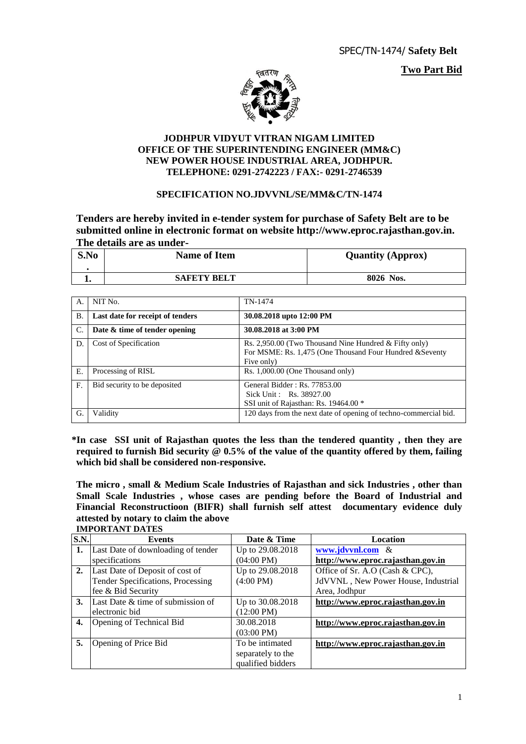SPEC/TN-1474/ **Safety Belt**

**Two Part Bid**

**JODHPUR VIDYUT VITRAN NIGAM LIMITED**
**OFFICE OF THE SUPERINTENDING ENGINEER (MM&C)**
**NEW POWER HOUSE INDUSTRIAL AREA, JODHPUR.**
**TELEPHONE: 0291-2742223 / FAX:- 0291-2746539**

**SPECIFICATION NO.JDVVNL/SE/MM&C/TN-1474**

**Tenders are hereby invited in e-tender system for purchase of Safety Belt are to be submitted online in electronic format on website http://www.eproc.rajasthan.gov.in. The details are as under-**

| S.No. | Name of Item | Quantity (Approx) |
|---|---|---|
| 1. | SAFETY BELT | 8026 Nos. |

| | | |
|---|---|---|
| A. | NIT No. | TN-1474 |
| B. | **Last date for receipt of tenders** | **30.08.2018 upto 12:00 PM** |
| C. | **Date & time of tender opening** | **30.08.2018 at 3:00 PM** |
| D. | Cost of Specification | Rs. 2,950.00 (Two Thousand Nine Hundred & Fifty only)<br>For MSME: Rs. 1,475 (One Thousand Four Hundred &Seventy Five only) |
| E. | Processing of RISL | Rs. 1,000.00 (One Thousand only) |
| F. | Bid security to be deposited | General Bidder : Rs. 77853.00<br>Sick Unit : Rs. 38927.00<br>SSI unit of Rajasthan: Rs. 19464.00 * |
| G. | Validity | 120 days from the next date of opening of techno-commercial bid. |

**\*In case SSI unit of Rajasthan quotes the less than the tendered quantity , then they are required to furnish Bid security @ 0.5% of the value of the quantity offered by them, failing which bid shall be considered non-responsive.**

**The micro , small & Medium Scale Industries of Rajasthan and sick Industries , other than Small Scale Industries , whose cases are pending before the Board of Industrial and Financial Reconstructioon (BIFR) shall furnish self attest documentary evidence duly attested by notary to claim the above**

**IMPORTANT DATES**

| S.N. | Events | Date & Time | Location |
|---|---|---|---|
| **1.** | Last Date of downloading of tender specifications | Up to 29.08.2018 (04:00 PM) | **www.jdvvnl.com** & **http://www.eproc.rajasthan.gov.in** |
| **2.** | Last Date of Deposit of cost of Tender Specifications, Processing fee & Bid Security | Up to 29.08.2018 (4:00 PM) | Office of Sr. A.O (Cash & CPC), JdVVNL , New Power House, Industrial Area, Jodhpur |
| **3.** | Last Date & time of submission of electronic bid | Up to 30.08.2018 (12:00 PM) | **http://www.eproc.rajasthan.gov.in** |
| **4.** | Opening of Technical Bid | 30.08.2018 (03:00 PM) | **http://www.eproc.rajasthan.gov.in** |
| **5.** | Opening of Price Bid | To be intimated separately to the qualified bidders | **http://www.eproc.rajasthan.gov.in** |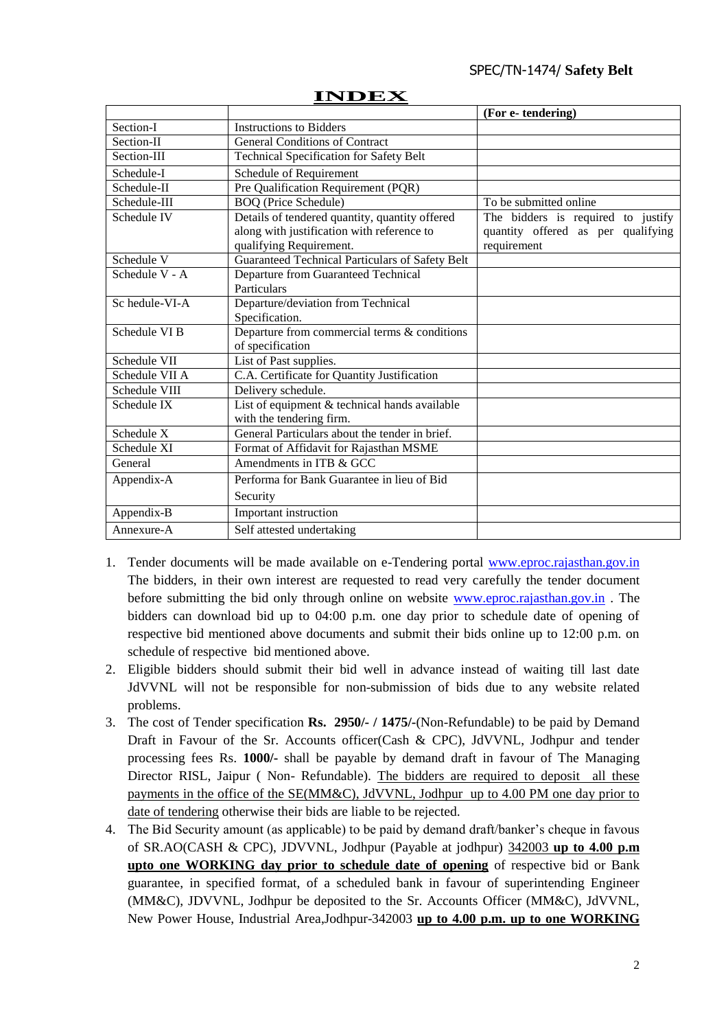# INDEX

| | | (For e- tendering) |
|---|---|---|
| Section-I | Instructions to Bidders | |
| Section-II | General Conditions of Contract | |
| Section-III | Technical Specification for Safety Belt | |
| Schedule-I | Schedule of Requirement | |
| Schedule-II | Pre Qualification Requirement (PQR) | |
| Schedule-III | BOQ (Price Schedule) | To be submitted online |
| Schedule IV | Details of tendered quantity, quantity offered along with justification with reference to qualifying Requirement. | The bidders is required to justify quantity offered as per qualifying requirement |
| Schedule V | Guaranteed Technical Particulars of Safety Belt | |
| Schedule V - A | Departure from Guaranteed Technical Particulars | |
| Sc hedule-VI-A | Departure/deviation from Technical Specification. | |
| Schedule VI B | Departure from commercial terms & conditions of specification | |
| Schedule VII | List of Past supplies. | |
| Schedule VII A | C.A. Certificate for Quantity Justification | |
| Schedule VIII | Delivery schedule. | |
| Schedule IX | List of equipment & technical hands available with the tendering firm. | |
| Schedule X | General Particulars about the tender in brief. | |
| Schedule XI | Format of Affidavit for Rajasthan MSME | |
| General | Amendments in ITB & GCC | |
| Appendix-A | Performa for Bank Guarantee in lieu of Bid Security | |
| Appendix-B | Important instruction | |
| Annexure-A | Self attested undertaking | |

1. Tender documents will be made available on e-Tendering portal www.eproc.rajasthan.gov.in The bidders, in their own interest are requested to read very carefully the tender document before submitting the bid only through online on website www.eproc.rajasthan.gov.in . The bidders can download bid up to 04:00 p.m. one day prior to schedule date of opening of respective bid mentioned above documents and submit their bids online up to 12:00 p.m. on schedule of respective bid mentioned above.
2. Eligible bidders should submit their bid well in advance instead of waiting till last date JdVVNL will not be responsible for non-submission of bids due to any website related problems.
3. The cost of Tender specification **Rs. 2950/- / 1475/-**(Non-Refundable) to be paid by Demand Draft in Favour of the Sr. Accounts officer(Cash & CPC), JdVVNL, Jodhpur and tender processing fees Rs. **1000/-** shall be payable by demand draft in favour of The Managing Director RISL, Jaipur ( Non- Refundable). The bidders are required to deposit all these payments in the office of the SE(MM&C), JdVVNL, Jodhpur up to 4.00 PM one day prior to date of tendering otherwise their bids are liable to be rejected.
4. The Bid Security amount (as applicable) to be paid by demand draft/banker's cheque in favous of SR.AO(CASH & CPC), JDVVNL, Jodhpur (Payable at jodhpur) 342003 **up to 4.00 p.m upto one WORKING day prior to schedule date of opening** of respective bid or Bank guarantee, in specified format, of a scheduled bank in favour of superintending Engineer (MM&C), JDVVNL, Jodhpur be deposited to the Sr. Accounts Officer (MM&C), JdVVNL, New Power House, Industrial Area,Jodhpur-342003 **up to 4.00 p.m. up to one WORKING**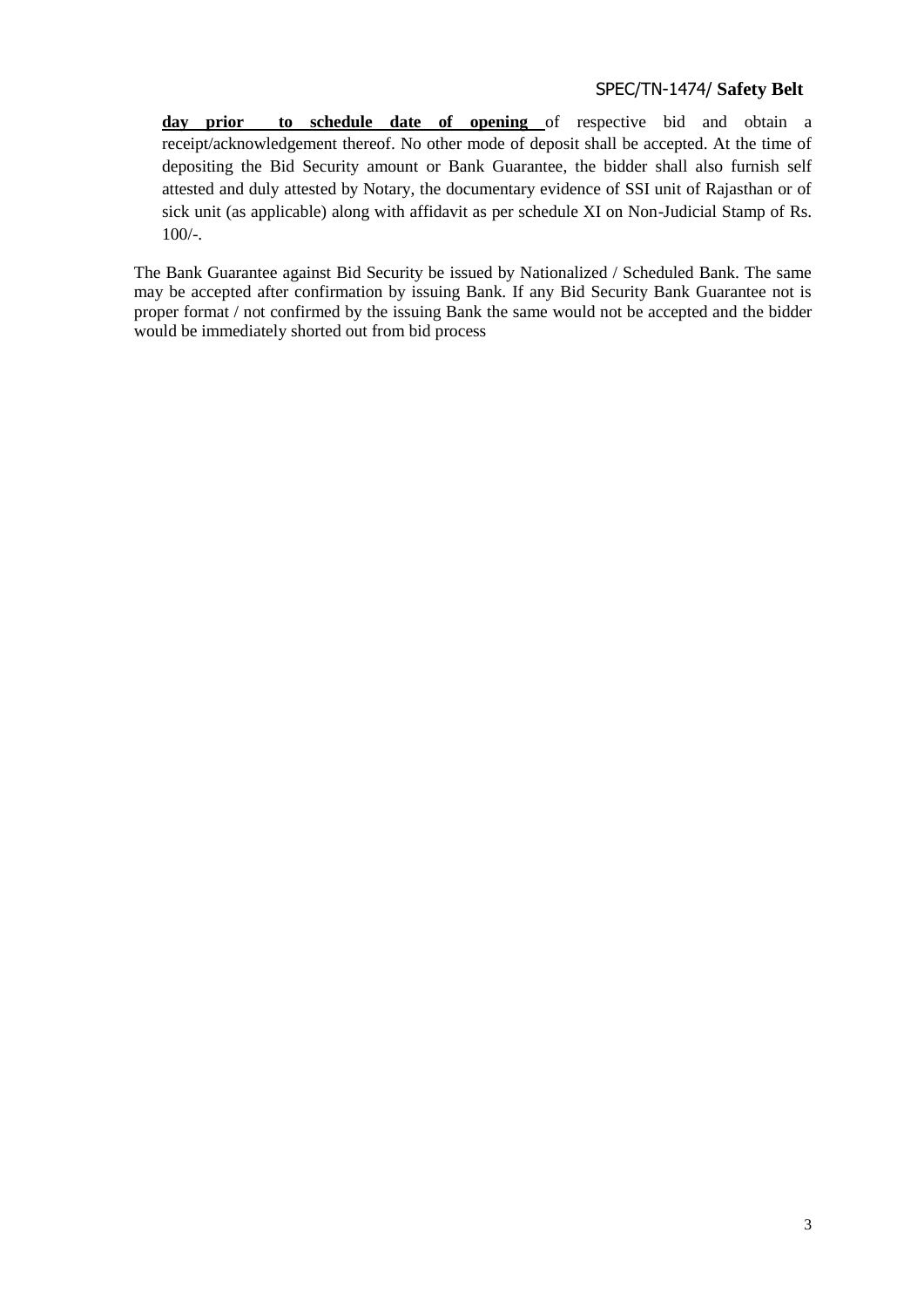**day prior to schedule date of opening** of respective bid and obtain a receipt/acknowledgement thereof. No other mode of deposit shall be accepted. At the time of depositing the Bid Security amount or Bank Guarantee, the bidder shall also furnish self attested and duly attested by Notary, the documentary evidence of SSI unit of Rajasthan or of sick unit (as applicable) along with affidavit as per schedule XI on Non-Judicial Stamp of Rs. 100/-.

The Bank Guarantee against Bid Security be issued by Nationalized / Scheduled Bank. The same may be accepted after confirmation by issuing Bank. If any Bid Security Bank Guarantee not is proper format / not confirmed by the issuing Bank the same would not be accepted and the bidder would be immediately shorted out from bid process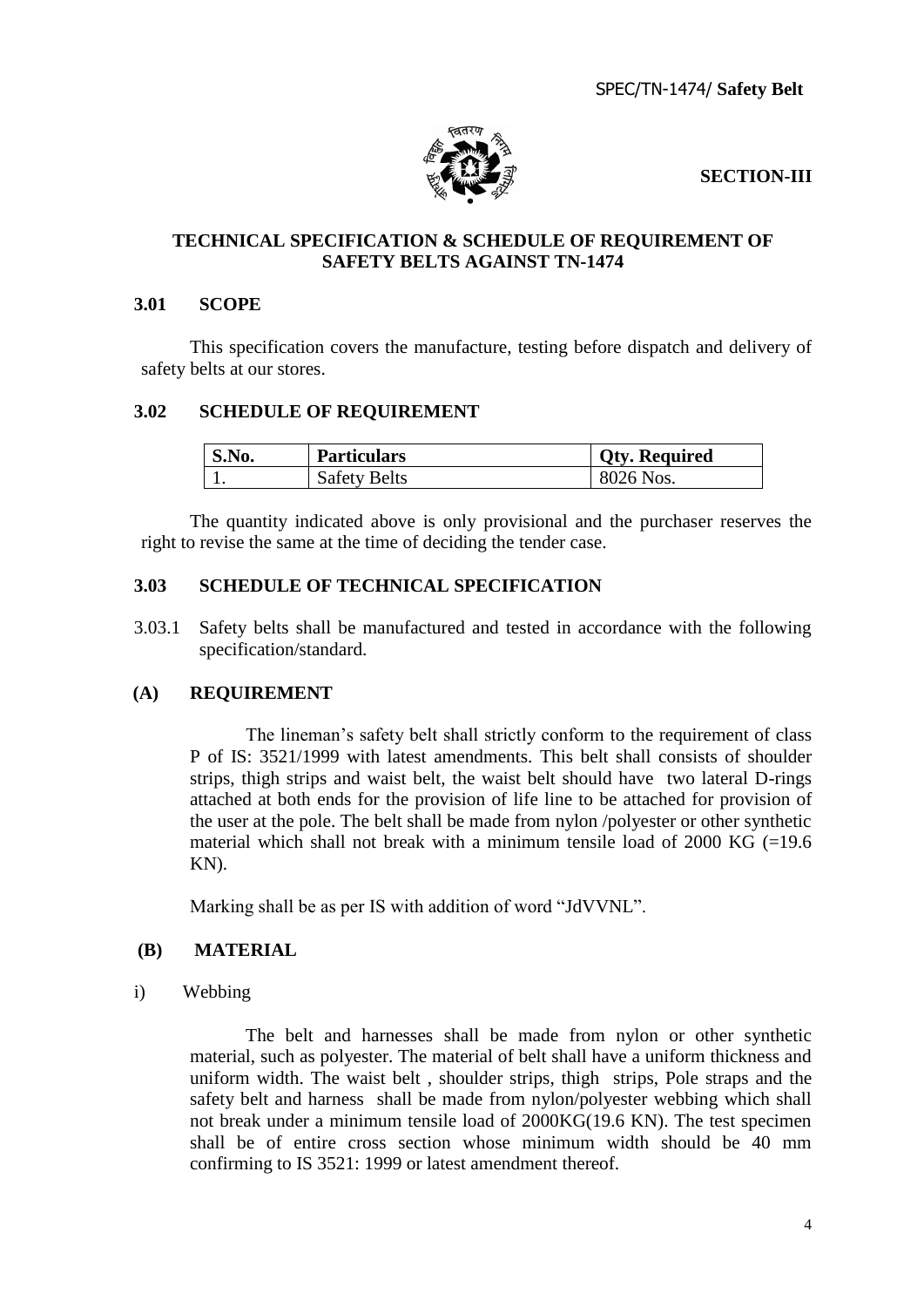**SECTION-III**

## TECHNICAL SPECIFICATION & SCHEDULE OF REQUIREMENT OF SAFETY BELTS AGAINST TN-1474

### 3.01 SCOPE

This specification covers the manufacture, testing before dispatch and delivery of safety belts at our stores.

### 3.02 SCHEDULE OF REQUIREMENT

| S.No. | Particulars | Qty. Required |
|---|---|---|
| 1. | Safety Belts | 8026 Nos. |

The quantity indicated above is only provisional and the purchaser reserves the right to revise the same at the time of deciding the tender case.

### 3.03 SCHEDULE OF TECHNICAL SPECIFICATION

3.03.1 Safety belts shall be manufactured and tested in accordance with the following specification/standard.

#### (A) REQUIREMENT

The lineman's safety belt shall strictly conform to the requirement of class P of IS: 3521/1999 with latest amendments. This belt shall consists of shoulder strips, thigh strips and waist belt, the waist belt should have two lateral D-rings attached at both ends for the provision of life line to be attached for provision of the user at the pole. The belt shall be made from nylon /polyester or other synthetic material which shall not break with a minimum tensile load of 2000 KG (=19.6 KN).

Marking shall be as per IS with addition of word "JdVVNL".

#### (B) MATERIAL

i) Webbing

The belt and harnesses shall be made from nylon or other synthetic material, such as polyester. The material of belt shall have a uniform thickness and uniform width. The waist belt , shoulder strips, thigh strips, Pole straps and the safety belt and harness shall be made from nylon/polyester webbing which shall not break under a minimum tensile load of 2000KG(19.6 KN). The test specimen shall be of entire cross section whose minimum width should be 40 mm confirming to IS 3521: 1999 or latest amendment thereof.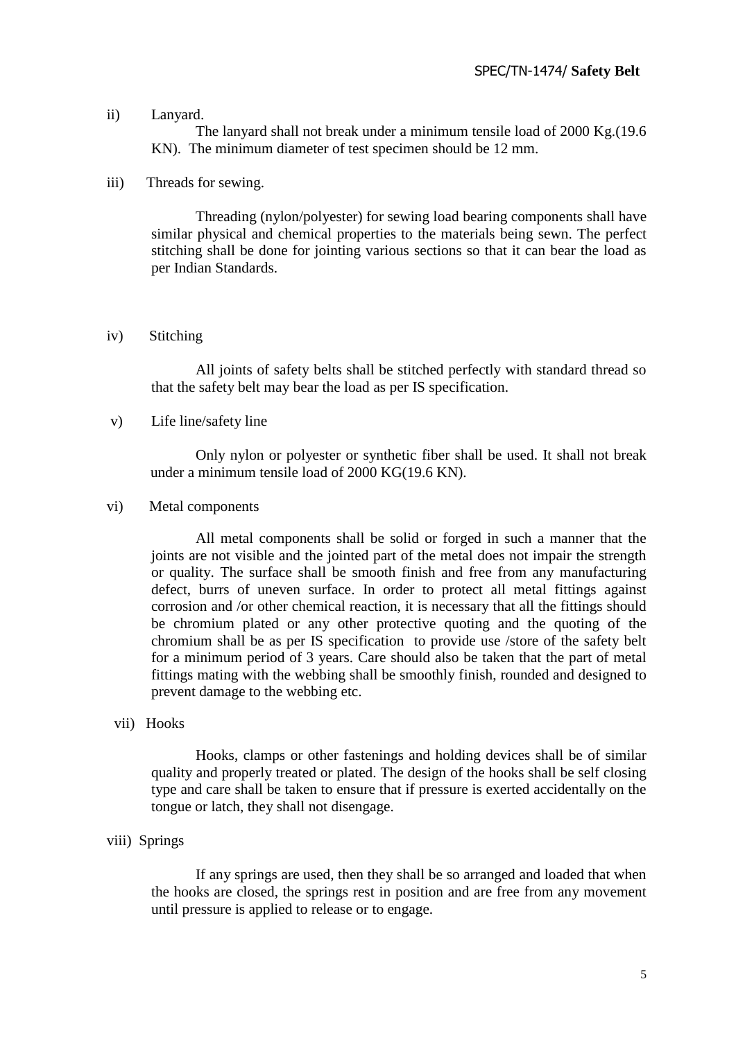ii) Lanyard.

The lanyard shall not break under a minimum tensile load of 2000 Kg.(19.6 KN). The minimum diameter of test specimen should be 12 mm.

iii) Threads for sewing.

Threading (nylon/polyester) for sewing load bearing components shall have similar physical and chemical properties to the materials being sewn. The perfect stitching shall be done for jointing various sections so that it can bear the load as per Indian Standards.

iv) Stitching

All joints of safety belts shall be stitched perfectly with standard thread so that the safety belt may bear the load as per IS specification.

v) Life line/safety line

Only nylon or polyester or synthetic fiber shall be used. It shall not break under a minimum tensile load of 2000 KG(19.6 KN).

vi) Metal components

All metal components shall be solid or forged in such a manner that the joints are not visible and the jointed part of the metal does not impair the strength or quality. The surface shall be smooth finish and free from any manufacturing defect, burrs of uneven surface. In order to protect all metal fittings against corrosion and /or other chemical reaction, it is necessary that all the fittings should be chromium plated or any other protective quoting and the quoting of the chromium shall be as per IS specification to provide use /store of the safety belt for a minimum period of 3 years. Care should also be taken that the part of metal fittings mating with the webbing shall be smoothly finish, rounded and designed to prevent damage to the webbing etc.

vii) Hooks

Hooks, clamps or other fastenings and holding devices shall be of similar quality and properly treated or plated. The design of the hooks shall be self closing type and care shall be taken to ensure that if pressure is exerted accidentally on the tongue or latch, they shall not disengage.

viii) Springs

If any springs are used, then they shall be so arranged and loaded that when the hooks are closed, the springs rest in position and are free from any movement until pressure is applied to release or to engage.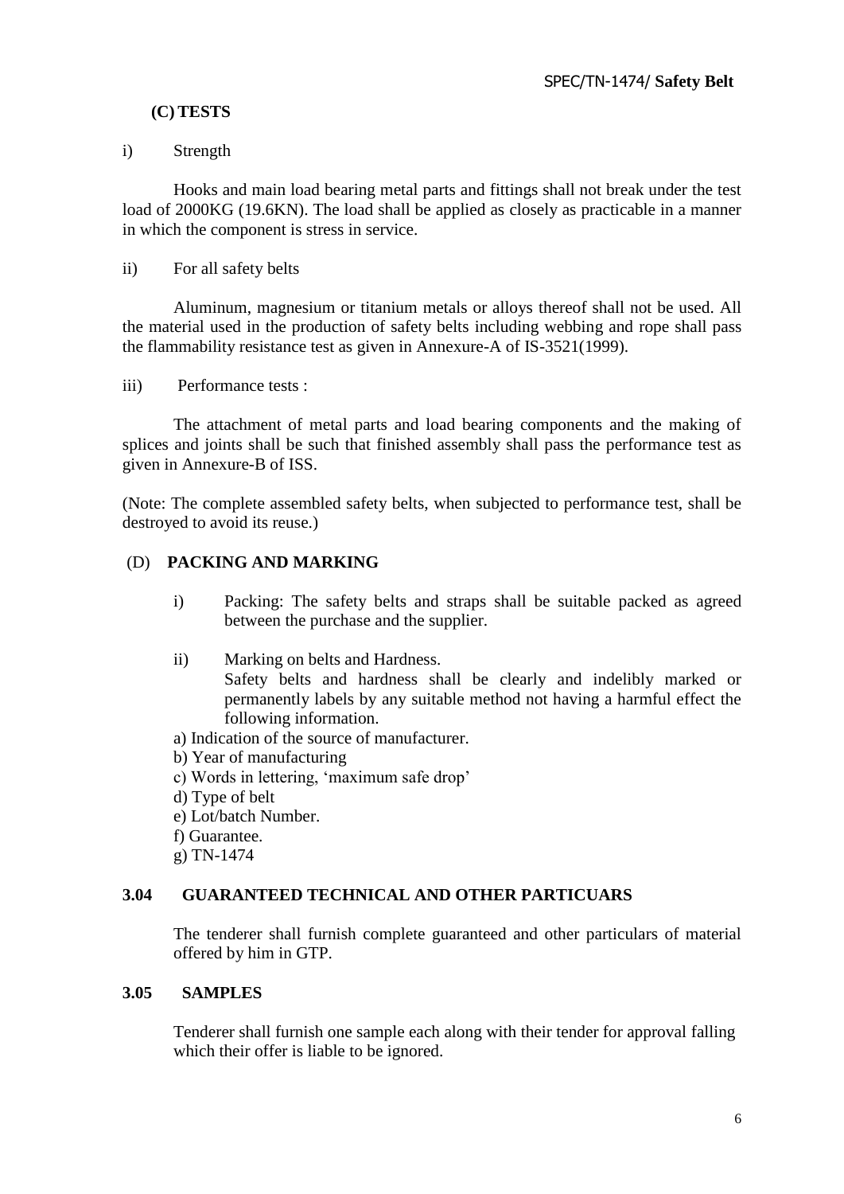### (C) TESTS

i) Strength

Hooks and main load bearing metal parts and fittings shall not break under the test load of 2000KG (19.6KN). The load shall be applied as closely as practicable in a manner in which the component is stress in service.

ii) For all safety belts

Aluminum, magnesium or titanium metals or alloys thereof shall not be used. All the material used in the production of safety belts including webbing and rope shall pass the flammability resistance test as given in Annexure-A of IS-3521(1999).

iii) Performance tests :

The attachment of metal parts and load bearing components and the making of splices and joints shall be such that finished assembly shall pass the performance test as given in Annexure-B of ISS.

(Note: The complete assembled safety belts, when subjected to performance test, shall be destroyed to avoid its reuse.)

### (D) PACKING AND MARKING

i) Packing: The safety belts and straps shall be suitable packed as agreed between the purchase and the supplier.

ii) Marking on belts and Hardness.
Safety belts and hardness shall be clearly and indelibly marked or permanently labels by any suitable method not having a harmful effect the following information.

a) Indication of the source of manufacturer.
b) Year of manufacturing
c) Words in lettering, 'maximum safe drop'
d) Type of belt
e) Lot/batch Number.
f) Guarantee.
g) TN-1474

## 3.04 GUARANTEED TECHNICAL AND OTHER PARTICUARS

The tenderer shall furnish complete guaranteed and other particulars of material offered by him in GTP.

## 3.05 SAMPLES

Tenderer shall furnish one sample each along with their tender for approval falling which their offer is liable to be ignored.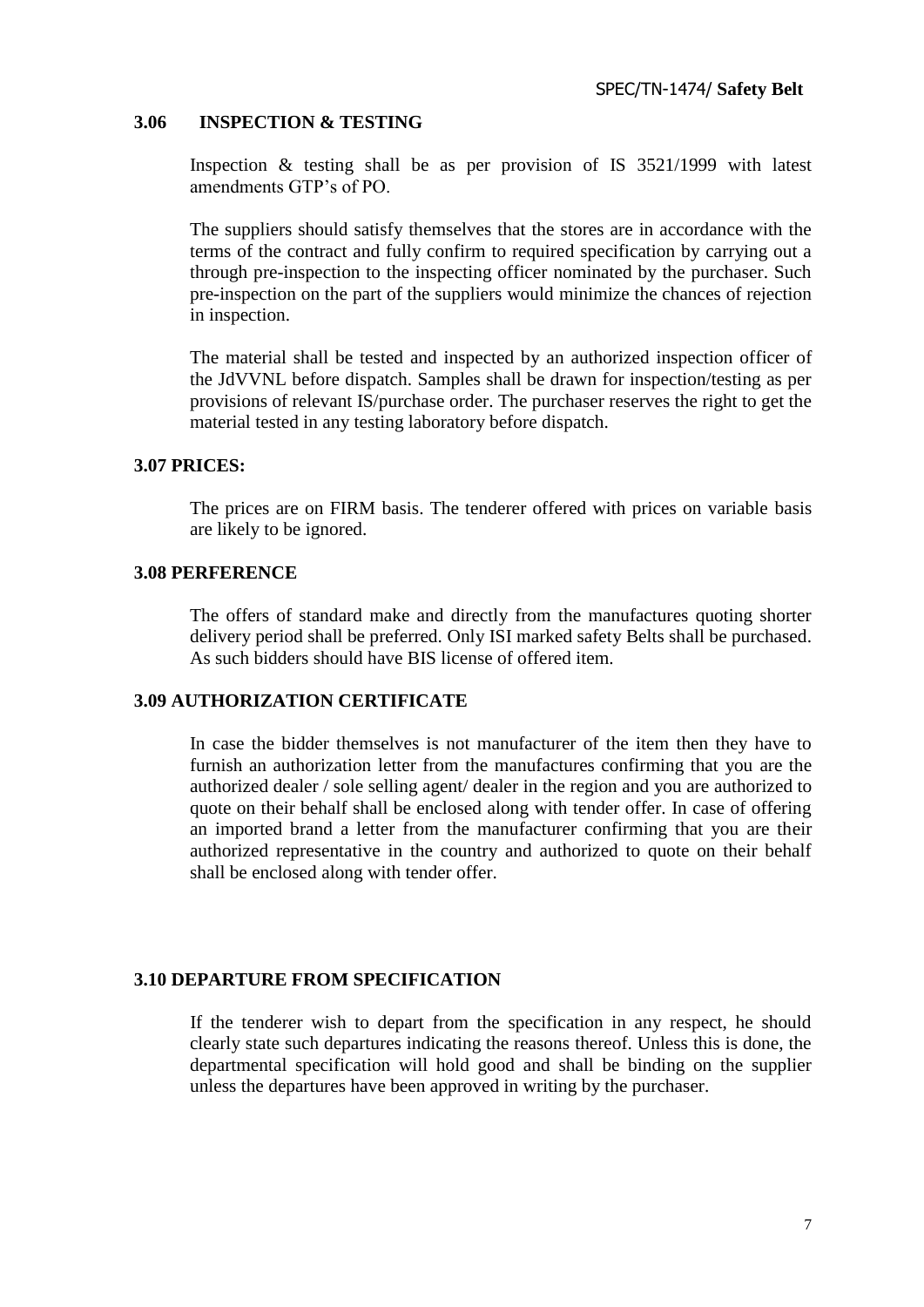### 3.06 INSPECTION & TESTING

Inspection & testing shall be as per provision of IS 3521/1999 with latest amendments GTP's of PO.

The suppliers should satisfy themselves that the stores are in accordance with the terms of the contract and fully confirm to required specification by carrying out a through pre-inspection to the inspecting officer nominated by the purchaser. Such pre-inspection on the part of the suppliers would minimize the chances of rejection in inspection.

The material shall be tested and inspected by an authorized inspection officer of the JdVVNL before dispatch. Samples shall be drawn for inspection/testing as per provisions of relevant IS/purchase order. The purchaser reserves the right to get the material tested in any testing laboratory before dispatch.

### 3.07 PRICES:

The prices are on FIRM basis. The tenderer offered with prices on variable basis are likely to be ignored.

### 3.08 PERFERENCE

The offers of standard make and directly from the manufactures quoting shorter delivery period shall be preferred. Only ISI marked safety Belts shall be purchased. As such bidders should have BIS license of offered item.

### 3.09 AUTHORIZATION CERTIFICATE

In case the bidder themselves is not manufacturer of the item then they have to furnish an authorization letter from the manufactures confirming that you are the authorized dealer / sole selling agent/ dealer in the region and you are authorized to quote on their behalf shall be enclosed along with tender offer. In case of offering an imported brand a letter from the manufacturer confirming that you are their authorized representative in the country and authorized to quote on their behalf shall be enclosed along with tender offer.

### 3.10 DEPARTURE FROM SPECIFICATION

If the tenderer wish to depart from the specification in any respect, he should clearly state such departures indicating the reasons thereof. Unless this is done, the departmental specification will hold good and shall be binding on the supplier unless the departures have been approved in writing by the purchaser.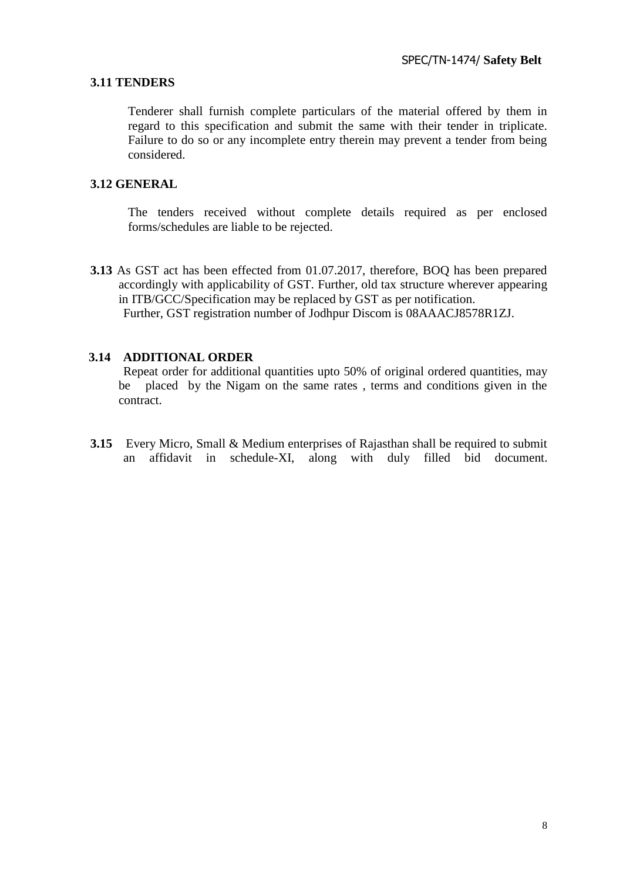### 3.11 TENDERS

Tenderer shall furnish complete particulars of the material offered by them in regard to this specification and submit the same with their tender in triplicate. Failure to do so or any incomplete entry therein may prevent a tender from being considered.

### 3.12 GENERAL

The tenders received without complete details required as per enclosed forms/schedules are liable to be rejected.

**3.13** As GST act has been effected from 01.07.2017, therefore, BOQ has been prepared accordingly with applicability of GST. Further, old tax structure wherever appearing in ITB/GCC/Specification may be replaced by GST as per notification.
Further, GST registration number of Jodhpur Discom is 08AAACJ8578R1ZJ.

### 3.14 ADDITIONAL ORDER

Repeat order for additional quantities upto 50% of original ordered quantities, may be placed by the Nigam on the same rates , terms and conditions given in the contract.

**3.15** Every Micro, Small & Medium enterprises of Rajasthan shall be required to submit an affidavit in schedule-XI, along with duly filled bid document.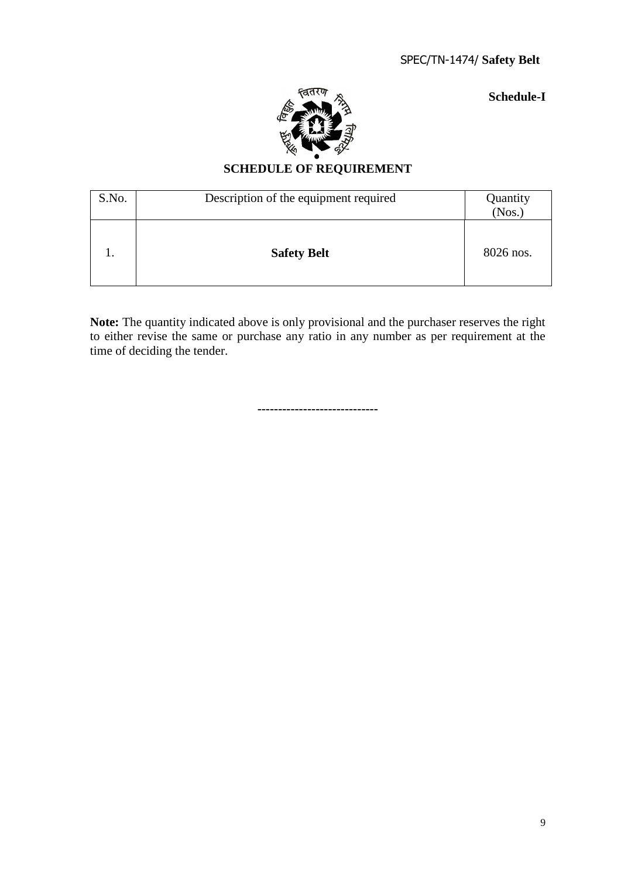SPEC/TN-1474/ **Safety Belt**

**Schedule-I**

## SCHEDULE OF REQUIREMENT

| S.No. | Description of the equipment required | Quantity (Nos.) |
|---|---|---|
| 1. | **Safety Belt** | 8026 nos. |

**Note:** The quantity indicated above is only provisional and the purchaser reserves the right to either revise the same or purchase any ratio in any number as per requirement at the time of deciding the tender.

----------------------------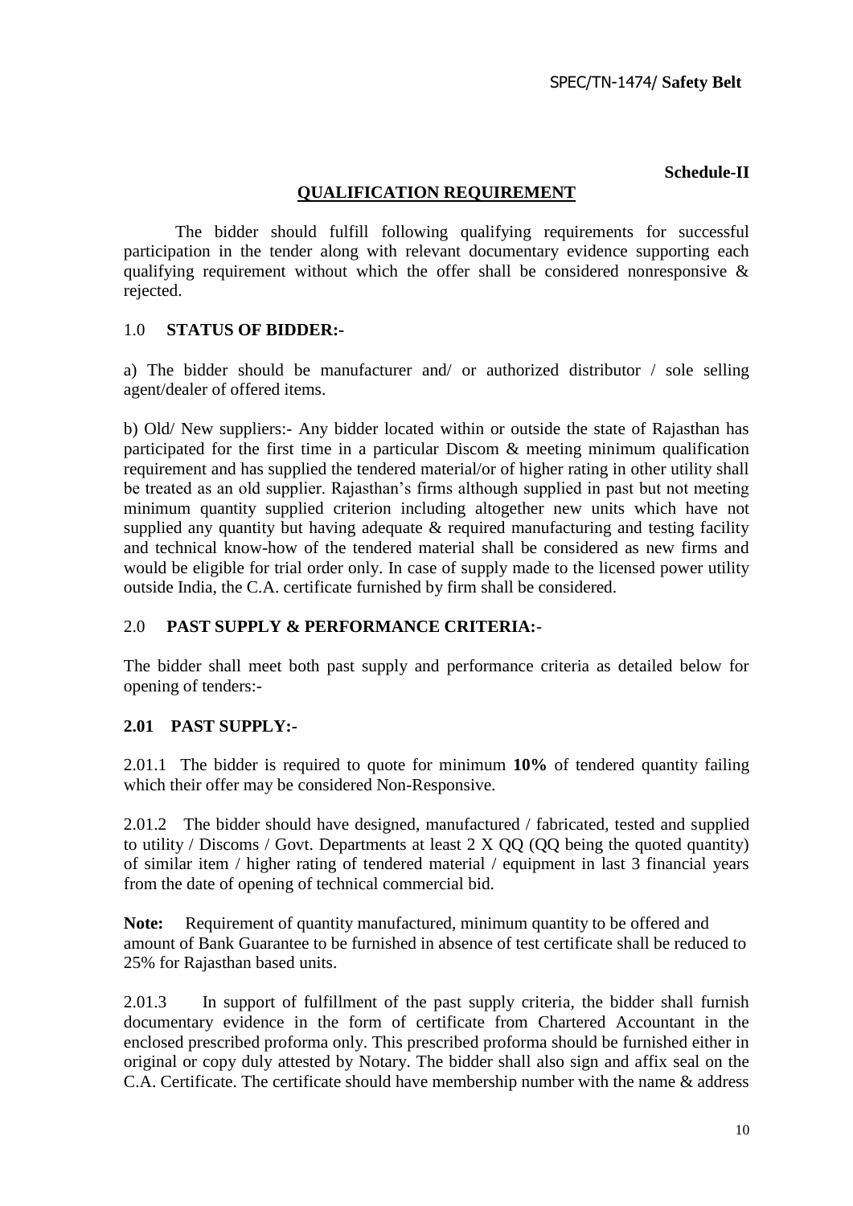**Schedule-II**

## QUALIFICATION REQUIREMENT

The bidder should fulfill following qualifying requirements for successful participation in the tender along with relevant documentary evidence supporting each qualifying requirement without which the offer shall be considered nonresponsive & rejected.

### 1.0 STATUS OF BIDDER:-

a) The bidder should be manufacturer and/ or authorized distributor / sole selling agent/dealer of offered items.

b) Old/ New suppliers:- Any bidder located within or outside the state of Rajasthan has participated for the first time in a particular Discom & meeting minimum qualification requirement and has supplied the tendered material/or of higher rating in other utility shall be treated as an old supplier. Rajasthan's firms although supplied in past but not meeting minimum quantity supplied criterion including altogether new units which have not supplied any quantity but having adequate & required manufacturing and testing facility and technical know-how of the tendered material shall be considered as new firms and would be eligible for trial order only. In case of supply made to the licensed power utility outside India, the C.A. certificate furnished by firm shall be considered.

### 2.0 PAST SUPPLY & PERFORMANCE CRITERIA:-

The bidder shall meet both past supply and performance criteria as detailed below for opening of tenders:-

### 2.01 PAST SUPPLY:-

2.01.1 The bidder is required to quote for minimum **10%** of tendered quantity failing which their offer may be considered Non-Responsive.

2.01.2 The bidder should have designed, manufactured / fabricated, tested and supplied to utility / Discoms / Govt. Departments at least 2 X QQ (QQ being the quoted quantity) of similar item / higher rating of tendered material / equipment in last 3 financial years from the date of opening of technical commercial bid.

**Note:** Requirement of quantity manufactured, minimum quantity to be offered and amount of Bank Guarantee to be furnished in absence of test certificate shall be reduced to 25% for Rajasthan based units.

2.01.3 In support of fulfillment of the past supply criteria, the bidder shall furnish documentary evidence in the form of certificate from Chartered Accountant in the enclosed prescribed proforma only. This prescribed proforma should be furnished either in original or copy duly attested by Notary. The bidder shall also sign and affix seal on the C.A. Certificate. The certificate should have membership number with the name & address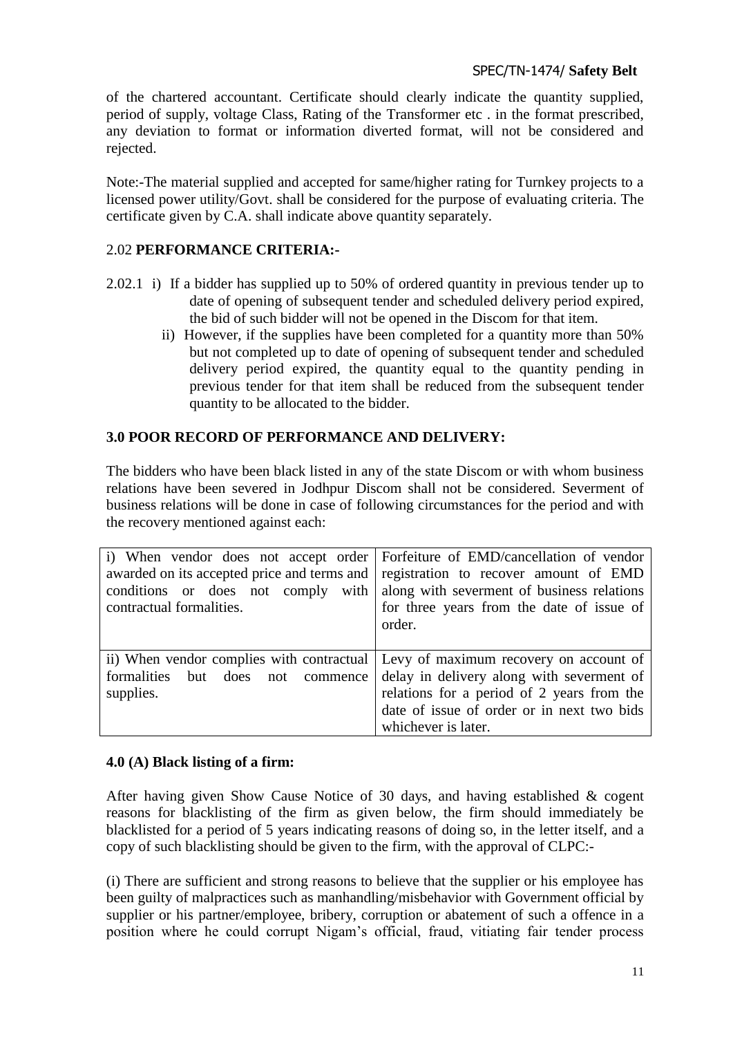of the chartered accountant. Certificate should clearly indicate the quantity supplied, period of supply, voltage Class, Rating of the Transformer etc . in the format prescribed, any deviation to format or information diverted format, will not be considered and rejected.

Note:-The material supplied and accepted for same/higher rating for Turnkey projects to a licensed power utility/Govt. shall be considered for the purpose of evaluating criteria. The certificate given by C.A. shall indicate above quantity separately.

## 2.02 PERFORMANCE CRITERIA:-

2.02.1 i) If a bidder has supplied up to 50% of ordered quantity in previous tender up to date of opening of subsequent tender and scheduled delivery period expired, the bid of such bidder will not be opened in the Discom for that item.

ii) However, if the supplies have been completed for a quantity more than 50% but not completed up to date of opening of subsequent tender and scheduled delivery period expired, the quantity equal to the quantity pending in previous tender for that item shall be reduced from the subsequent tender quantity to be allocated to the bidder.

## 3.0 POOR RECORD OF PERFORMANCE AND DELIVERY:

The bidders who have been black listed in any of the state Discom or with whom business relations have been severed in Jodhpur Discom shall not be considered. Severment of business relations will be done in case of following circumstances for the period and with the recovery mentioned against each:

| | |
|---|---|
| i) When vendor does not accept order awarded on its accepted price and terms and conditions or does not comply with contractual formalities. | Forfeiture of EMD/cancellation of vendor registration to recover amount of EMD along with severment of business relations for three years from the date of issue of order. |
| ii) When vendor complies with contractual formalities but does not commence supplies. | Levy of maximum recovery on account of delay in delivery along with severment of relations for a period of 2 years from the date of issue of order or in next two bids whichever is later. |

## 4.0 (A) Black listing of a firm:

After having given Show Cause Notice of 30 days, and having established & cogent reasons for blacklisting of the firm as given below, the firm should immediately be blacklisted for a period of 5 years indicating reasons of doing so, in the letter itself, and a copy of such blacklisting should be given to the firm, with the approval of CLPC:-

(i) There are sufficient and strong reasons to believe that the supplier or his employee has been guilty of malpractices such as manhandling/misbehavior with Government official by supplier or his partner/employee, bribery, corruption or abatement of such a offence in a position where he could corrupt Nigam's official, fraud, vitiating fair tender process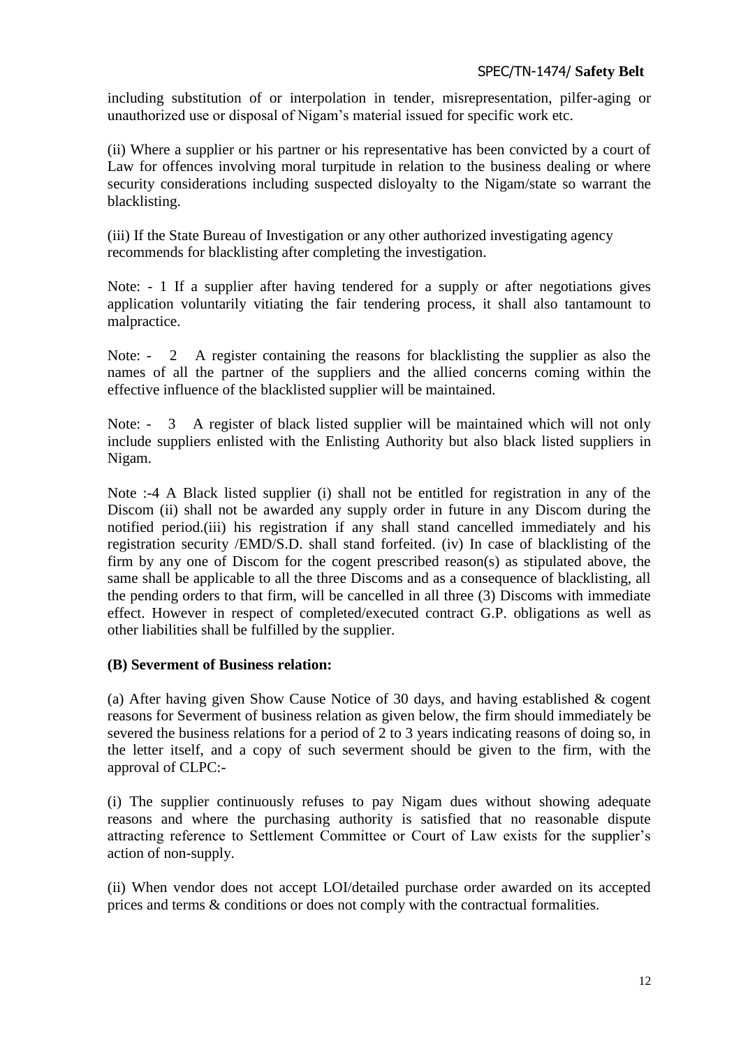including substitution of or interpolation in tender, misrepresentation, pilfer-aging or unauthorized use or disposal of Nigam's material issued for specific work etc.

(ii) Where a supplier or his partner or his representative has been convicted by a court of Law for offences involving moral turpitude in relation to the business dealing or where security considerations including suspected disloyalty to the Nigam/state so warrant the blacklisting.

(iii) If the State Bureau of Investigation or any other authorized investigating agency recommends for blacklisting after completing the investigation.

Note: - 1 If a supplier after having tendered for a supply or after negotiations gives application voluntarily vitiating the fair tendering process, it shall also tantamount to malpractice.

Note: - 2 A register containing the reasons for blacklisting the supplier as also the names of all the partner of the suppliers and the allied concerns coming within the effective influence of the blacklisted supplier will be maintained.

Note: - 3 A register of black listed supplier will be maintained which will not only include suppliers enlisted with the Enlisting Authority but also black listed suppliers in Nigam.

Note :-4 A Black listed supplier (i) shall not be entitled for registration in any of the Discom (ii) shall not be awarded any supply order in future in any Discom during the notified period.(iii) his registration if any shall stand cancelled immediately and his registration security /EMD/S.D. shall stand forfeited. (iv) In case of blacklisting of the firm by any one of Discom for the cogent prescribed reason(s) as stipulated above, the same shall be applicable to all the three Discoms and as a consequence of blacklisting, all the pending orders to that firm, will be cancelled in all three (3) Discoms with immediate effect. However in respect of completed/executed contract G.P. obligations as well as other liabilities shall be fulfilled by the supplier.

**(B) Severment of Business relation:**

(a) After having given Show Cause Notice of 30 days, and having established & cogent reasons for Severment of business relation as given below, the firm should immediately be severed the business relations for a period of 2 to 3 years indicating reasons of doing so, in the letter itself, and a copy of such severment should be given to the firm, with the approval of CLPC:-

(i) The supplier continuously refuses to pay Nigam dues without showing adequate reasons and where the purchasing authority is satisfied that no reasonable dispute attracting reference to Settlement Committee or Court of Law exists for the supplier's action of non-supply.

(ii) When vendor does not accept LOI/detailed purchase order awarded on its accepted prices and terms & conditions or does not comply with the contractual formalities.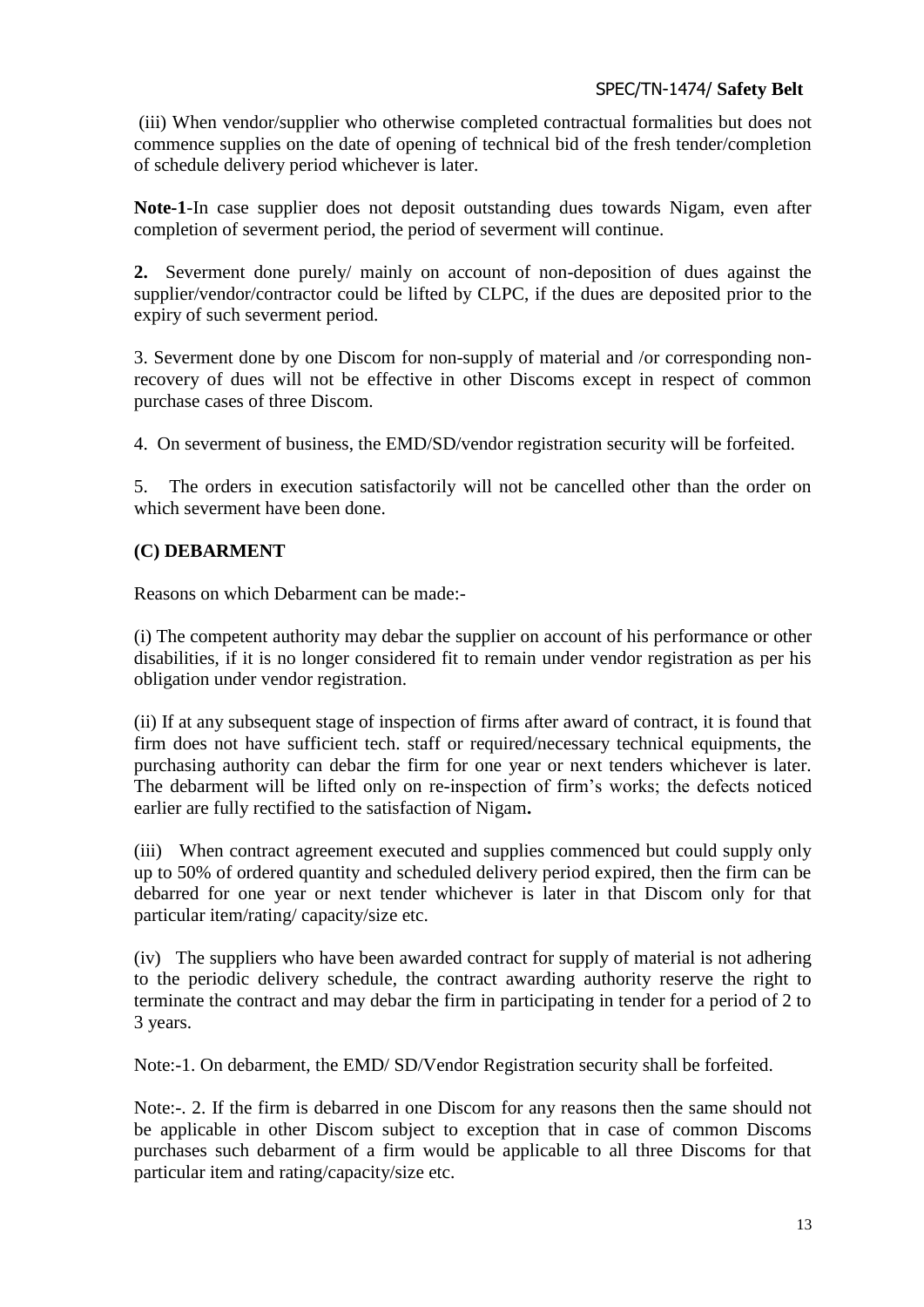(iii) When vendor/supplier who otherwise completed contractual formalities but does not commence supplies on the date of opening of technical bid of the fresh tender/completion of schedule delivery period whichever is later.

**Note-1**-In case supplier does not deposit outstanding dues towards Nigam, even after completion of severment period, the period of severment will continue.

**2.** Severment done purely/ mainly on account of non-deposition of dues against the supplier/vendor/contractor could be lifted by CLPC, if the dues are deposited prior to the expiry of such severment period.

3. Severment done by one Discom for non-supply of material and /or corresponding non-recovery of dues will not be effective in other Discoms except in respect of common purchase cases of three Discom.

4. On severment of business, the EMD/SD/vendor registration security will be forfeited.

5. The orders in execution satisfactorily will not be cancelled other than the order on which severment have been done.

**(C) DEBARMENT**

Reasons on which Debarment can be made:-

(i) The competent authority may debar the supplier on account of his performance or other disabilities, if it is no longer considered fit to remain under vendor registration as per his obligation under vendor registration.

(ii) If at any subsequent stage of inspection of firms after award of contract, it is found that firm does not have sufficient tech. staff or required/necessary technical equipments, the purchasing authority can debar the firm for one year or next tenders whichever is later. The debarment will be lifted only on re-inspection of firm's works; the defects noticed earlier are fully rectified to the satisfaction of Nigam**.**

(iii) When contract agreement executed and supplies commenced but could supply only up to 50% of ordered quantity and scheduled delivery period expired, then the firm can be debarred for one year or next tender whichever is later in that Discom only for that particular item/rating/ capacity/size etc.

(iv) The suppliers who have been awarded contract for supply of material is not adhering to the periodic delivery schedule, the contract awarding authority reserve the right to terminate the contract and may debar the firm in participating in tender for a period of 2 to 3 years.

Note:-1. On debarment, the EMD/ SD/Vendor Registration security shall be forfeited.

Note:-. 2. If the firm is debarred in one Discom for any reasons then the same should not be applicable in other Discom subject to exception that in case of common Discoms purchases such debarment of a firm would be applicable to all three Discoms for that particular item and rating/capacity/size etc.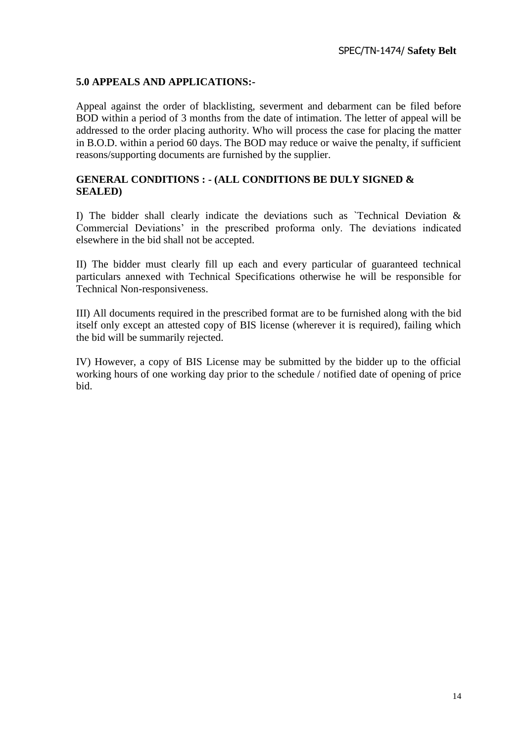### 5.0 APPEALS AND APPLICATIONS:-

Appeal against the order of blacklisting, severment and debarment can be filed before BOD within a period of 3 months from the date of intimation. The letter of appeal will be addressed to the order placing authority. Who will process the case for placing the matter in B.O.D. within a period 60 days. The BOD may reduce or waive the penalty, if sufficient reasons/supporting documents are furnished by the supplier.

### GENERAL CONDITIONS : - (ALL CONDITIONS BE DULY SIGNED & SEALED)

I) The bidder shall clearly indicate the deviations such as `Technical Deviation & Commercial Deviations' in the prescribed proforma only. The deviations indicated elsewhere in the bid shall not be accepted.

II) The bidder must clearly fill up each and every particular of guaranteed technical particulars annexed with Technical Specifications otherwise he will be responsible for Technical Non-responsiveness.

III) All documents required in the prescribed format are to be furnished along with the bid itself only except an attested copy of BIS license (wherever it is required), failing which the bid will be summarily rejected.

IV) However, a copy of BIS License may be submitted by the bidder up to the official working hours of one working day prior to the schedule / notified date of opening of price bid.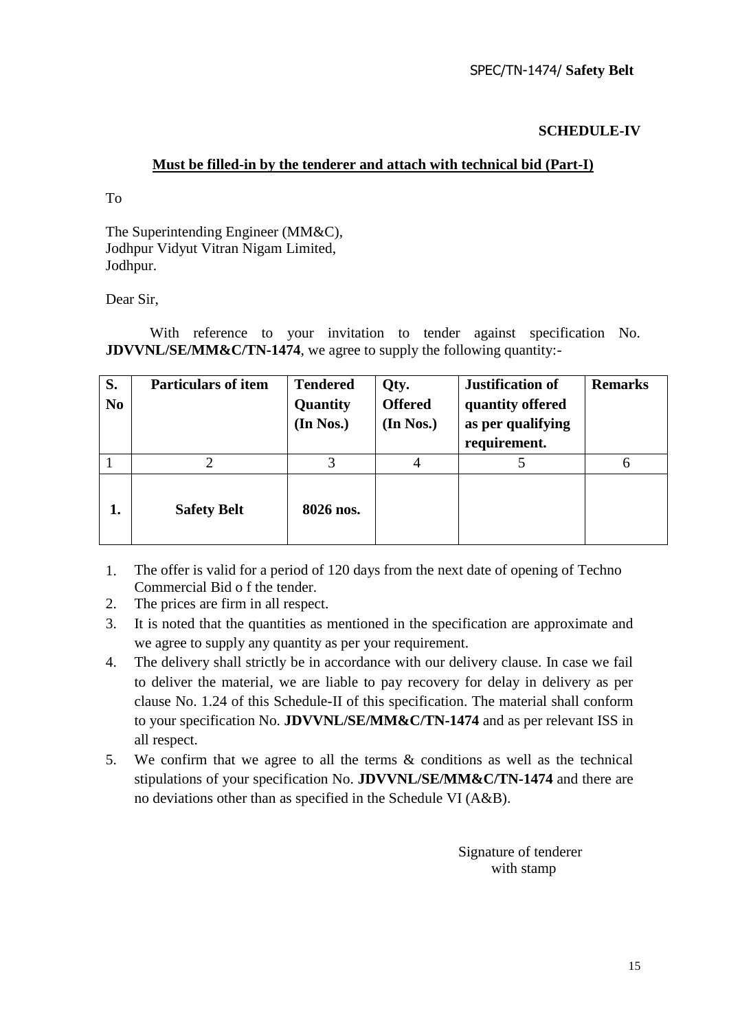**SCHEDULE-IV**

**Must be filled-in by the tenderer and attach with technical bid (Part-I)**

To

The Superintending Engineer (MM&C),
Jodhpur Vidyut Vitran Nigam Limited,
Jodhpur.

Dear Sir,

With reference to your invitation to tender against specification No. **JDVVNL/SE/MM&C/TN-1474**, we agree to supply the following quantity:-

| S. No | Particulars of item | Tendered Quantity (In Nos.) | Qty. Offered (In Nos.) | Justification of quantity offered as per qualifying requirement. | Remarks |
|---|---|---|---|---|---|
| 1 | 2 | 3 | 4 | 5 | 6 |
| **1.** | **Safety Belt** | **8026 nos.** | | | |

1. The offer is valid for a period of 120 days from the next date of opening of Techno Commercial Bid o f the tender.
2. The prices are firm in all respect.
3. It is noted that the quantities as mentioned in the specification are approximate and we agree to supply any quantity as per your requirement.
4. The delivery shall strictly be in accordance with our delivery clause. In case we fail to deliver the material, we are liable to pay recovery for delay in delivery as per clause No. 1.24 of this Schedule-II of this specification. The material shall conform to your specification No. **JDVVNL/SE/MM&C/TN-1474** and as per relevant ISS in all respect.
5. We confirm that we agree to all the terms & conditions as well as the technical stipulations of your specification No. **JDVVNL/SE/MM&C/TN-1474** and there are no deviations other than as specified in the Schedule VI (A&B).

Signature of tenderer
with stamp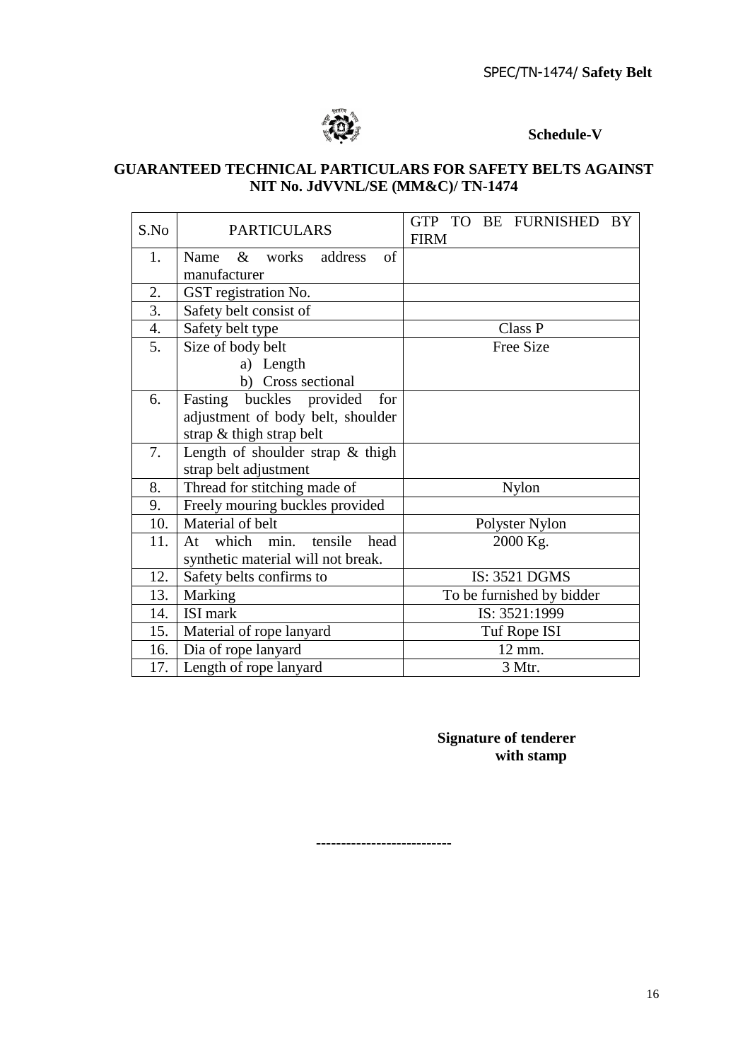**Schedule-V**

## GUARANTEED TECHNICAL PARTICULARS FOR SAFETY BELTS AGAINST NIT No. JdVVNL/SE (MM&C)/ TN-1474

| S.No | PARTICULARS | GTP TO BE FURNISHED BY FIRM |
|---|---|---|
| 1. | Name & works address of manufacturer | |
| 2. | GST registration No. | |
| 3. | Safety belt consist of | |
| 4. | Safety belt type | Class P |
| 5. | Size of body belt<br>a) Length<br>b) Cross sectional | Free Size |
| 6. | Fasting buckles provided for adjustment of body belt, shoulder strap & thigh strap belt | |
| 7. | Length of shoulder strap & thigh strap belt adjustment | |
| 8. | Thread for stitching made of | Nylon |
| 9. | Freely mouring buckles provided | |
| 10. | Material of belt | Polyster Nylon |
| 11. | At which min. tensile head synthetic material will not break. | 2000 Kg. |
| 12. | Safety belts confirms to | IS: 3521 DGMS |
| 13. | Marking | To be furnished by bidder |
| 14. | ISI mark | IS: 3521:1999 |
| 15. | Material of rope lanyard | Tuf Rope ISI |
| 16. | Dia of rope lanyard | 12 mm. |
| 17. | Length of rope lanyard | 3 Mtr. |

**Signature of tenderer with stamp**

---------------------------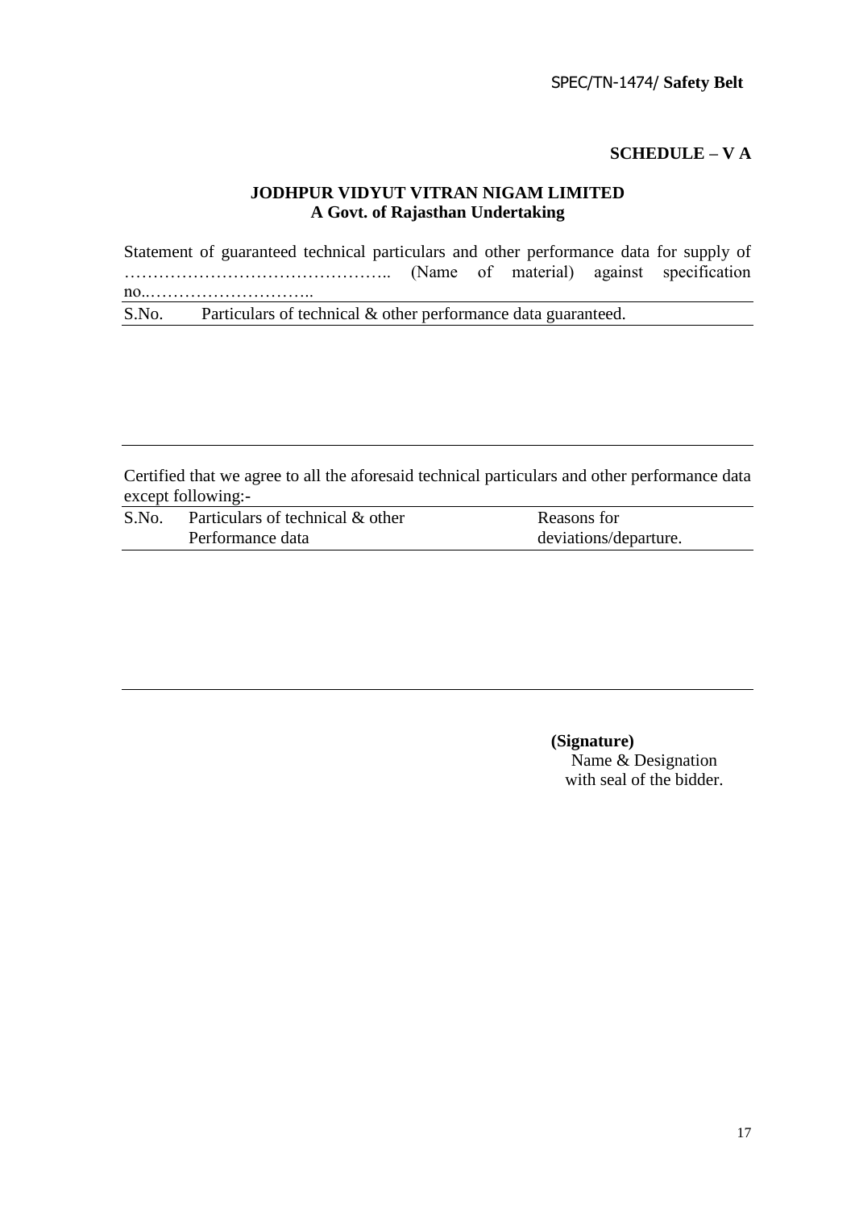**SCHEDULE – V A**

**JODHPUR VIDYUT VITRAN NIGAM LIMITED**
**A Govt. of Rajasthan Undertaking**

Statement of guaranteed technical particulars and other performance data for supply of ……………………………………….. (Name of material) against specification no..………………………..

| S.No. | Particulars of technical & other performance data guaranteed. |
|---|---|
| | |

Certified that we agree to all the aforesaid technical particulars and other performance data except following:-

| S.No. | Particulars of technical & other Performance data | Reasons for deviations/departure. |
|---|---|---|
| | | |

**(Signature)**
Name & Designation
with seal of the bidder.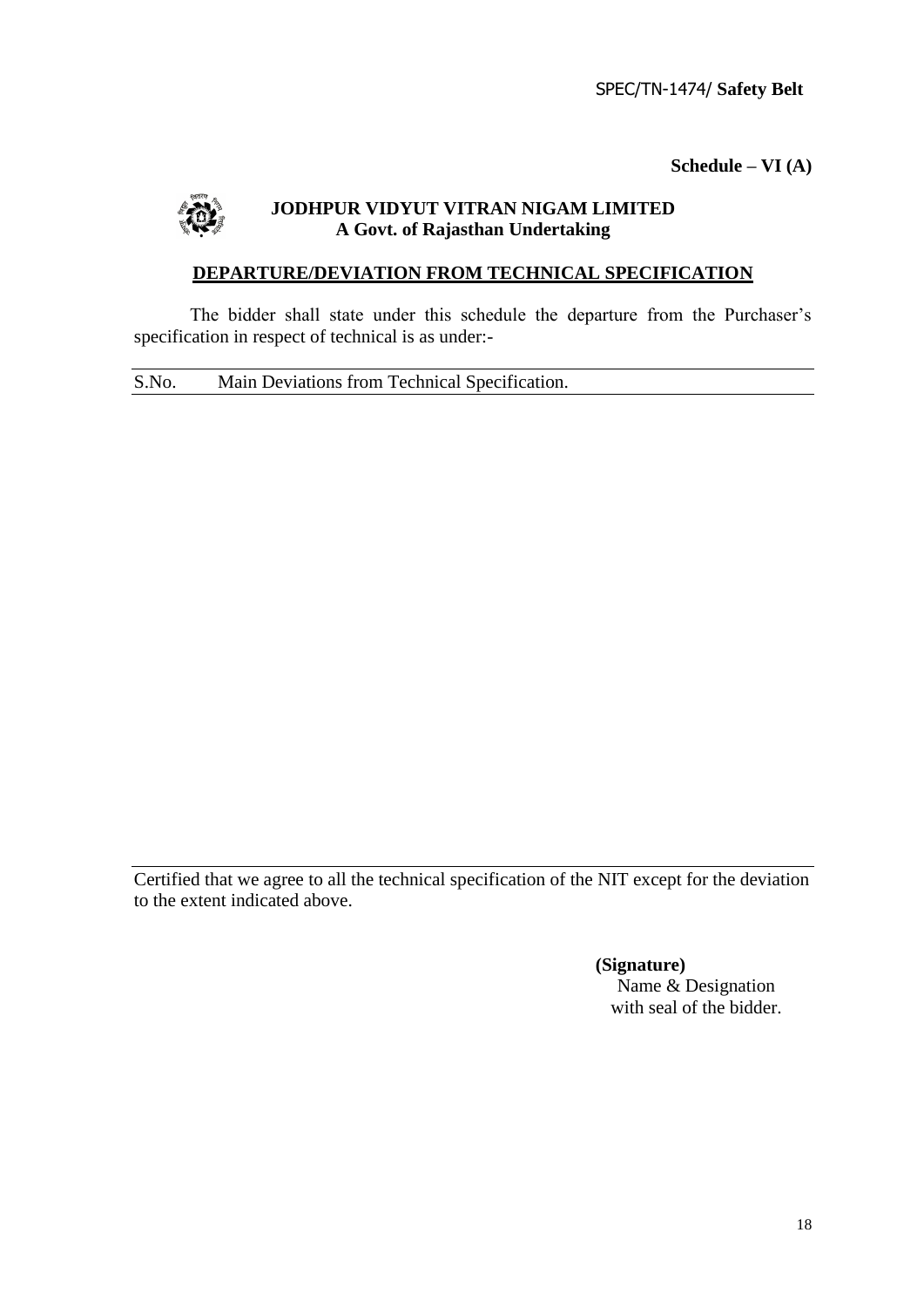**Schedule – VI (A)**

**JODHPUR VIDYUT VITRAN NIGAM LIMITED**
**A Govt. of Rajasthan Undertaking**

## DEPARTURE/DEVIATION FROM TECHNICAL SPECIFICATION

The bidder shall state under this schedule the departure from the Purchaser's specification in respect of technical is as under:-

| S.No. | Main Deviations from Technical Specification. |
|---|---|
| | |

Certified that we agree to all the technical specification of the NIT except for the deviation to the extent indicated above.

**(Signature)**
Name & Designation
with seal of the bidder.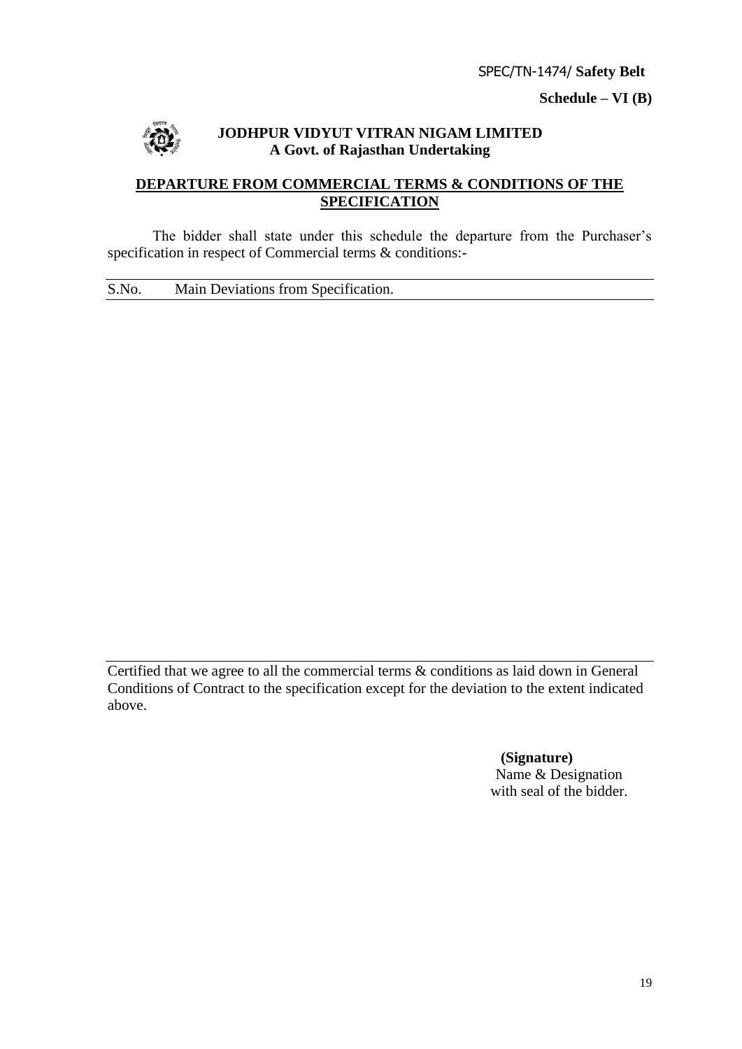SPEC/TN-1474/ **Safety Belt**

**Schedule – VI (B)**

**JODHPUR VIDYUT VITRAN NIGAM LIMITED**
**A Govt. of Rajasthan Undertaking**

## DEPARTURE FROM COMMERCIAL TERMS & CONDITIONS OF THE SPECIFICATION

The bidder shall state under this schedule the departure from the Purchaser's specification in respect of Commercial terms & conditions:-

| S.No. | Main Deviations from Specification. |
|---|---|
| | |

Certified that we agree to all the commercial terms & conditions as laid down in General Conditions of Contract to the specification except for the deviation to the extent indicated above.

**(Signature)**
Name & Designation
with seal of the bidder.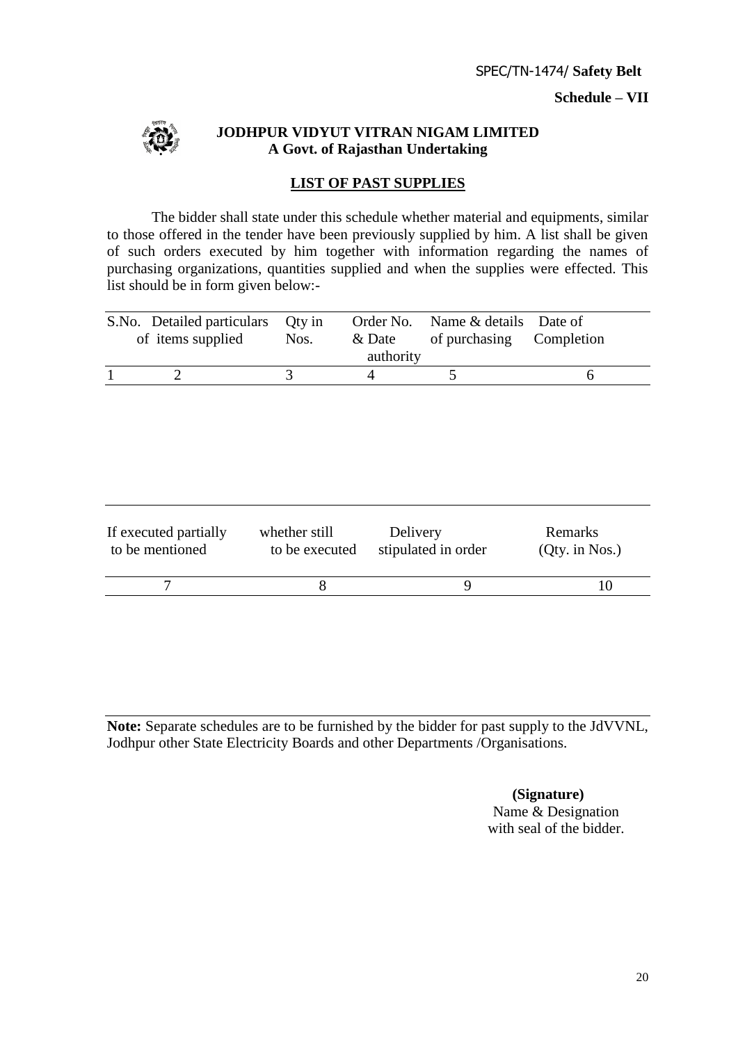SPEC/TN-1474/ **Safety Belt**

**Schedule – VII**

**JODHPUR VIDYUT VITRAN NIGAM LIMITED**
**A Govt. of Rajasthan Undertaking**

## LIST OF PAST SUPPLIES

The bidder shall state under this schedule whether material and equipments, similar to those offered in the tender have been previously supplied by him. A list shall be given of such orders executed by him together with information regarding the names of purchasing organizations, quantities supplied and when the supplies were effected. This list should be in form given below:-

| S.No. | Detailed particulars of items supplied | Qty in Nos. | Order No. & Date | Name & details of purchasing authority | Date of Completion |
|---|---|---|---|---|---|
| 1 | 2 | 3 | 4 | 5 | 6 |

| If executed partially to be mentioned | whether still to be executed | Delivery stipulated in order | Remarks (Qty. in Nos.) |
|---|---|---|---|
| 7 | 8 | 9 | 10 |

**Note:** Separate schedules are to be furnished by the bidder for past supply to the JdVVNL, Jodhpur other State Electricity Boards and other Departments /Organisations.

**(Signature)**
Name & Designation
with seal of the bidder.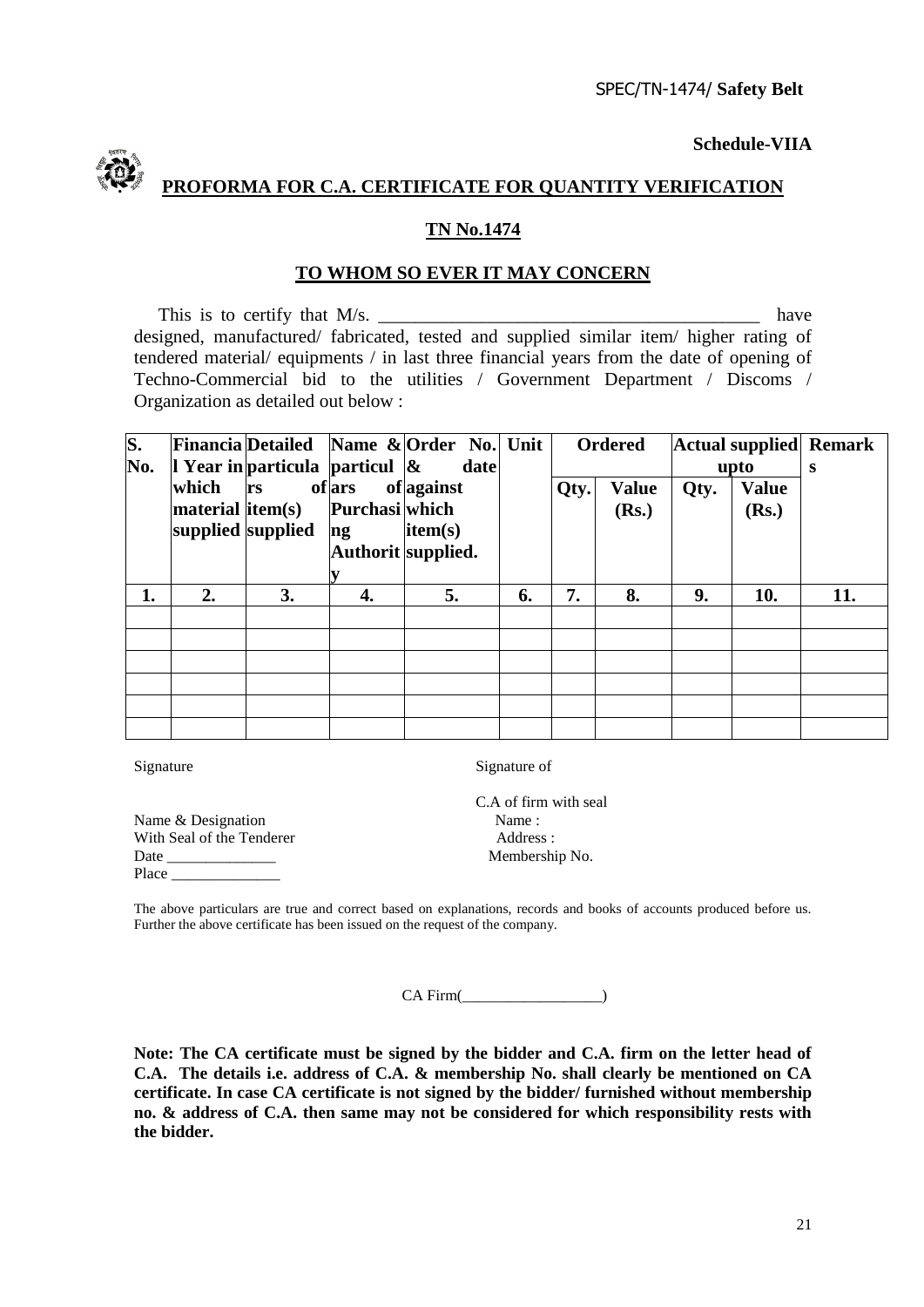**Schedule-VIIA**

## PROFORMA FOR C.A. CERTIFICATE FOR QUANTITY VERIFICATION

**TN No.1474**

**TO WHOM SO EVER IT MAY CONCERN**

This is to certify that M/s. ________________________________________ have designed, manufactured/ fabricated, tested and supplied similar item/ higher rating of tendered material/ equipments / in last three financial years from the date of opening of Techno-Commercial bid to the utilities / Government Department / Discoms / Organization as detailed out below :

| S. No. | Financial Year in which material supplied | Detailed particulars of item(s) supplied | Name & particulars of Purchasing Authority | Order No. & date against which item(s) supplied. | Unit | Ordered | | Actual supplied upto | | Remarks |
|---|---|---|---|---|---|---|---|---|---|---|
| | | | | | | Qty. | Value (Rs.) | Qty. | Value (Rs.) | |
| 1. | 2. | 3. | 4. | 5. | 6. | 7. | 8. | 9. | 10. | 11. |
| | | | | | | | | | | |
| | | | | | | | | | | |
| | | | | | | | | | | |
| | | | | | | | | | | |
| | | | | | | | | | | |
| | | | | | | | | | | |

Signature

Name & Designation
With Seal of the Tenderer
Date ______________
Place ______________

Signature of

C.A of firm with seal
Name :
Address :
Membership No.

The above particulars are true and correct based on explanations, records and books of accounts produced before us. Further the above certificate has been issued on the request of the company.

CA Firm(__________________)

**Note: The CA certificate must be signed by the bidder and C.A. firm on the letter head of C.A. The details i.e. address of C.A. & membership No. shall clearly be mentioned on CA certificate. In case CA certificate is not signed by the bidder/ furnished without membership no. & address of C.A. then same may not be considered for which responsibility rests with the bidder.**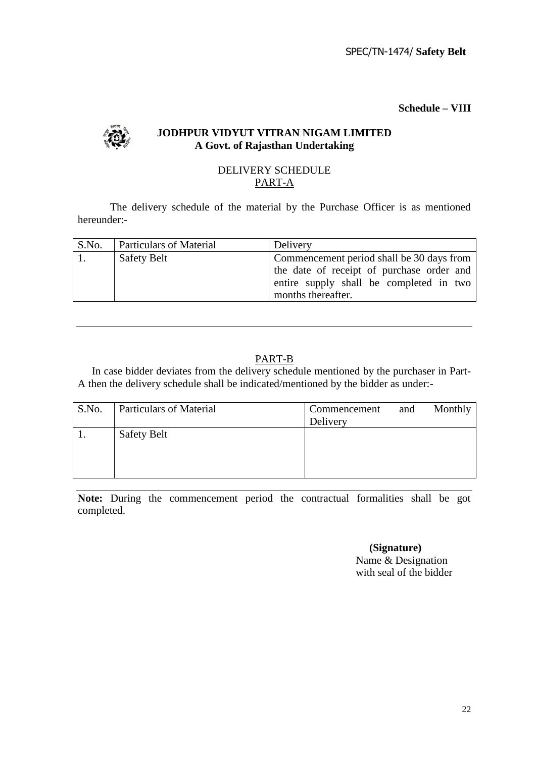SPEC/TN-1474/ **Safety Belt**

**Schedule – VIII**

**JODHPUR VIDYUT VITRAN NIGAM LIMITED**
**A Govt. of Rajasthan Undertaking**

DELIVERY SCHEDULE
PART-A

The delivery schedule of the material by the Purchase Officer is as mentioned hereunder:-

| S.No. | Particulars of Material | Delivery |
|---|---|---|
| 1. | Safety Belt | Commencement period shall be 30 days from the date of receipt of purchase order and entire supply shall be completed in two months thereafter. |

PART-B

In case bidder deviates from the delivery schedule mentioned by the purchaser in Part-A then the delivery schedule shall be indicated/mentioned by the bidder as under:-

| S.No. | Particulars of Material | Commencement and Monthly Delivery |
|---|---|---|
| 1. | Safety Belt | |

**Note:** During the commencement period the contractual formalities shall be got completed.

**(Signature)**
Name & Designation
with seal of the bidder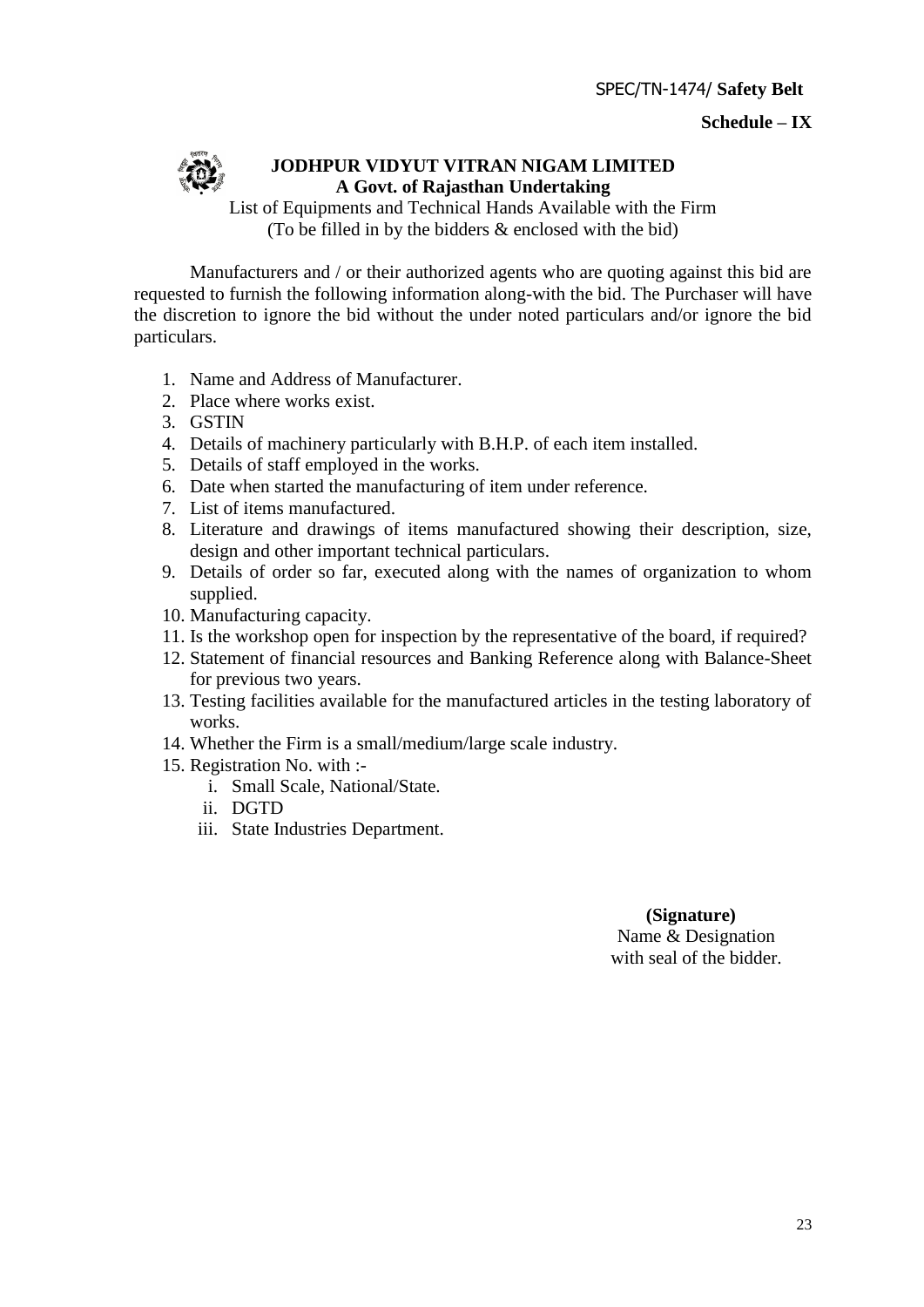SPEC/TN-1474/ **Safety Belt**

**Schedule – IX**

**JODHPUR VIDYUT VITRAN NIGAM LIMITED**
**A Govt. of Rajasthan Undertaking**

List of Equipments and Technical Hands Available with the Firm
(To be filled in by the bidders & enclosed with the bid)

Manufacturers and / or their authorized agents who are quoting against this bid are requested to furnish the following information along-with the bid. The Purchaser will have the discretion to ignore the bid without the under noted particulars and/or ignore the bid particulars.

1. Name and Address of Manufacturer.
2. Place where works exist.
3. GSTIN
4. Details of machinery particularly with B.H.P. of each item installed.
5. Details of staff employed in the works.
6. Date when started the manufacturing of item under reference.
7. List of items manufactured.
8. Literature and drawings of items manufactured showing their description, size, design and other important technical particulars.
9. Details of order so far, executed along with the names of organization to whom supplied.
10. Manufacturing capacity.
11. Is the workshop open for inspection by the representative of the board, if required?
12. Statement of financial resources and Banking Reference along with Balance-Sheet for previous two years.
13. Testing facilities available for the manufactured articles in the testing laboratory of works.
14. Whether the Firm is a small/medium/large scale industry.
15. Registration No. with :-
    i. Small Scale, National/State.
    ii. DGTD
    iii. State Industries Department.

**(Signature)**
Name & Designation
with seal of the bidder.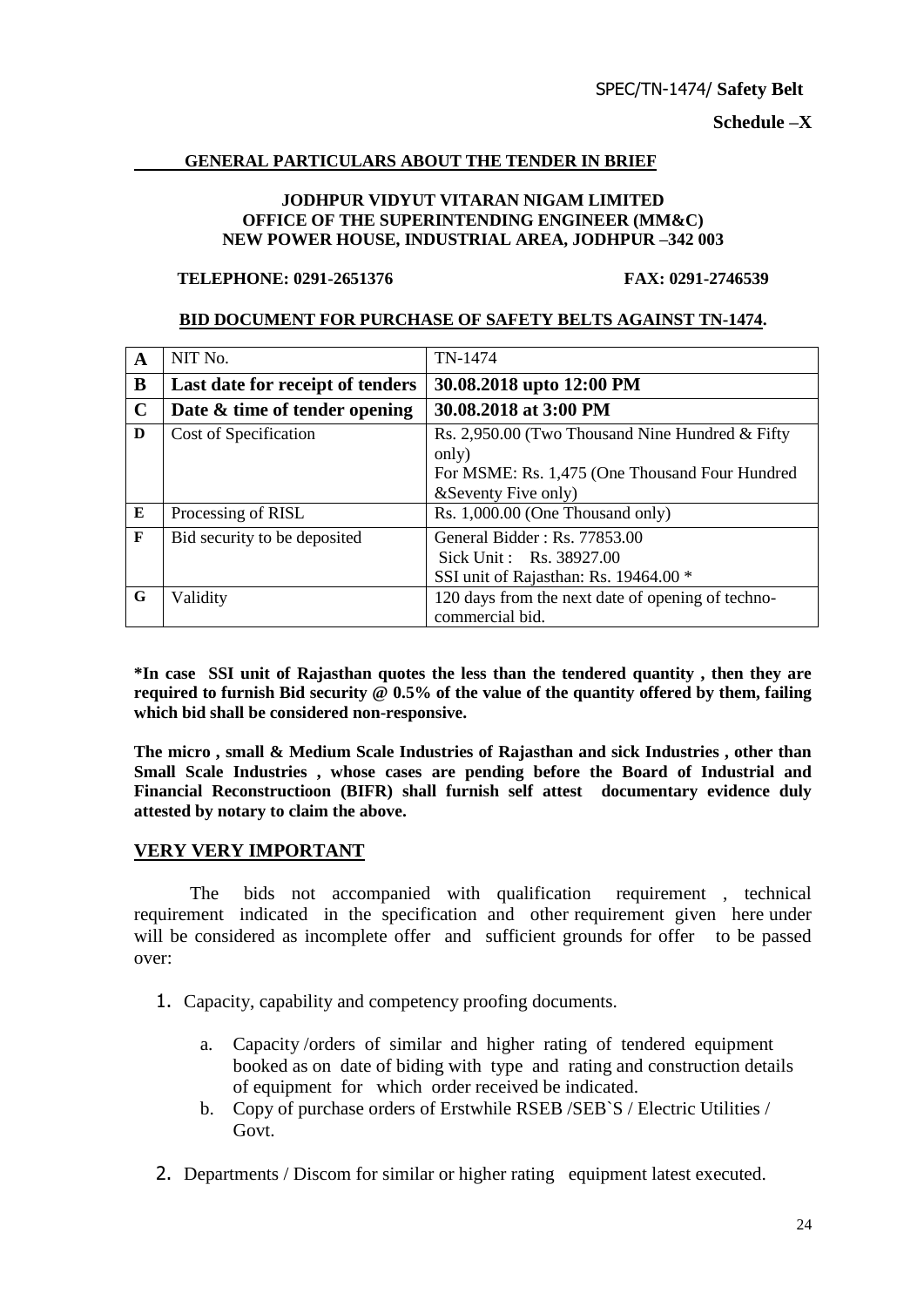SPEC/TN-1474/ **Safety Belt**

**Schedule –X**

**GENERAL PARTICULARS ABOUT THE TENDER IN BRIEF**

**JODHPUR VIDYUT VITARAN NIGAM LIMITED**
**OFFICE OF THE SUPERINTENDING ENGINEER (MM&C)**
**NEW POWER HOUSE, INDUSTRIAL AREA, JODHPUR –342 003**

**TELEPHONE: 0291-2651376 FAX: 0291-2746539**

**BID DOCUMENT FOR PURCHASE OF SAFETY BELTS AGAINST TN-1474.**

| | | |
|---|---|---|
| **A** | NIT No. | TN-1474 |
| **B** | **Last date for receipt of tenders** | **30.08.2018 upto 12:00 PM** |
| **C** | **Date & time of tender opening** | **30.08.2018 at 3:00 PM** |
| **D** | Cost of Specification | Rs. 2,950.00 (Two Thousand Nine Hundred & Fifty only)<br>For MSME: Rs. 1,475 (One Thousand Four Hundred &Seventy Five only) |
| **E** | Processing of RISL | Rs. 1,000.00 (One Thousand only) |
| **F** | Bid security to be deposited | General Bidder : Rs. 77853.00<br>Sick Unit : Rs. 38927.00<br>SSI unit of Rajasthan: Rs. 19464.00 * |
| **G** | Validity | 120 days from the next date of opening of techno-commercial bid. |

**\*In case SSI unit of Rajasthan quotes the less than the tendered quantity , then they are required to furnish Bid security @ 0.5% of the value of the quantity offered by them, failing which bid shall be considered non-responsive.**

**The micro , small & Medium Scale Industries of Rajasthan and sick Industries , other than Small Scale Industries , whose cases are pending before the Board of Industrial and Financial Reconstructioon (BIFR) shall furnish self attest documentary evidence duly attested by notary to claim the above.**

## VERY VERY IMPORTANT

The bids not accompanied with qualification requirement , technical requirement indicated in the specification and other requirement given here under will be considered as incomplete offer and sufficient grounds for offer to be passed over:

1. Capacity, capability and competency proofing documents.
   a. Capacity /orders of similar and higher rating of tendered equipment booked as on date of biding with type and rating and construction details of equipment for which order received be indicated.
   b. Copy of purchase orders of Erstwhile RSEB /SEB`S / Electric Utilities / Govt.
2. Departments / Discom for similar or higher rating equipment latest executed.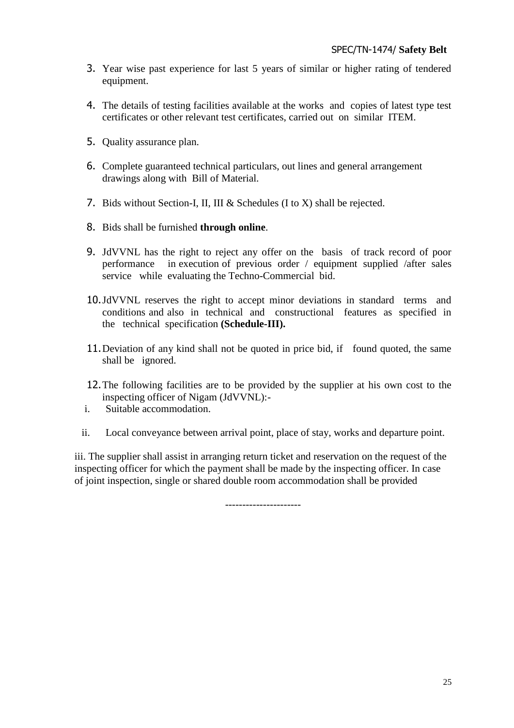3. Year wise past experience for last 5 years of similar or higher rating of tendered equipment.

4. The details of testing facilities available at the works and copies of latest type test certificates or other relevant test certificates, carried out on similar ITEM.

5. Quality assurance plan.

6. Complete guaranteed technical particulars, out lines and general arrangement drawings along with Bill of Material.

7. Bids without Section-I, II, III & Schedules (I to X) shall be rejected.

8. Bids shall be furnished **through online**.

9. JdVVNL has the right to reject any offer on the basis of track record of poor performance in execution of previous order / equipment supplied /after sales service while evaluating the Techno-Commercial bid.

10. JdVVNL reserves the right to accept minor deviations in standard terms and conditions and also in technical and constructional features as specified in the technical specification **(Schedule-III).**

11. Deviation of any kind shall not be quoted in price bid, if found quoted, the same shall be ignored.

12. The following facilities are to be provided by the supplier at his own cost to the inspecting officer of Nigam (JdVVNL):-

   i. Suitable accommodation.

   ii. Local conveyance between arrival point, place of stay, works and departure point.

iii. The supplier shall assist in arranging return ticket and reservation on the request of the inspecting officer for which the payment shall be made by the inspecting officer. In case of joint inspection, single or shared double room accommodation shall be provided

---------------------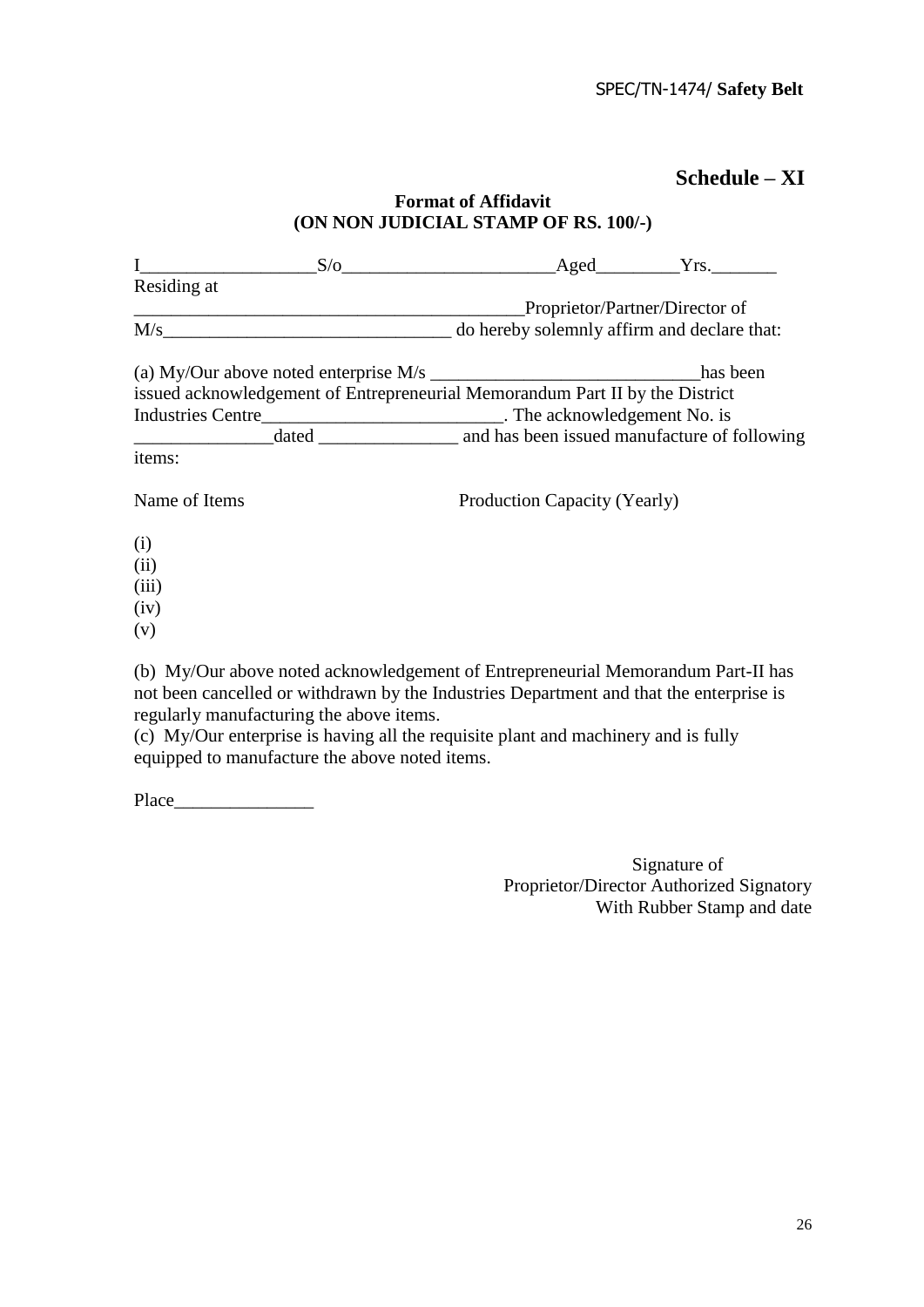## Schedule – XI

**Format of Affidavit**
**(ON NON JUDICIAL STAMP OF RS. 100/-)**

I__________________S/o______________________Aged_________Yrs._______
Residing at
_________________________________________Proprietor/Partner/Director of
M/s______________________________ do hereby solemnly affirm and declare that:

(a) My/Our above noted enterprise M/s _____________________________has been issued acknowledgement of Entrepreneurial Memorandum Part II by the District Industries Centre_________________________. The acknowledgement No. is _______________dated _______________ and has been issued manufacture of following items:

| Name of Items | Production Capacity (Yearly) |
|---|---|
| (i) | |
| (ii) | |
| (iii) | |
| (iv) | |
| (v) | |

(b) My/Our above noted acknowledgement of Entrepreneurial Memorandum Part-II has not been cancelled or withdrawn by the Industries Department and that the enterprise is regularly manufacturing the above items.

(c) My/Our enterprise is having all the requisite plant and machinery and is fully equipped to manufacture the above noted items.

Place_______________

Signature of
Proprietor/Director Authorized Signatory
With Rubber Stamp and date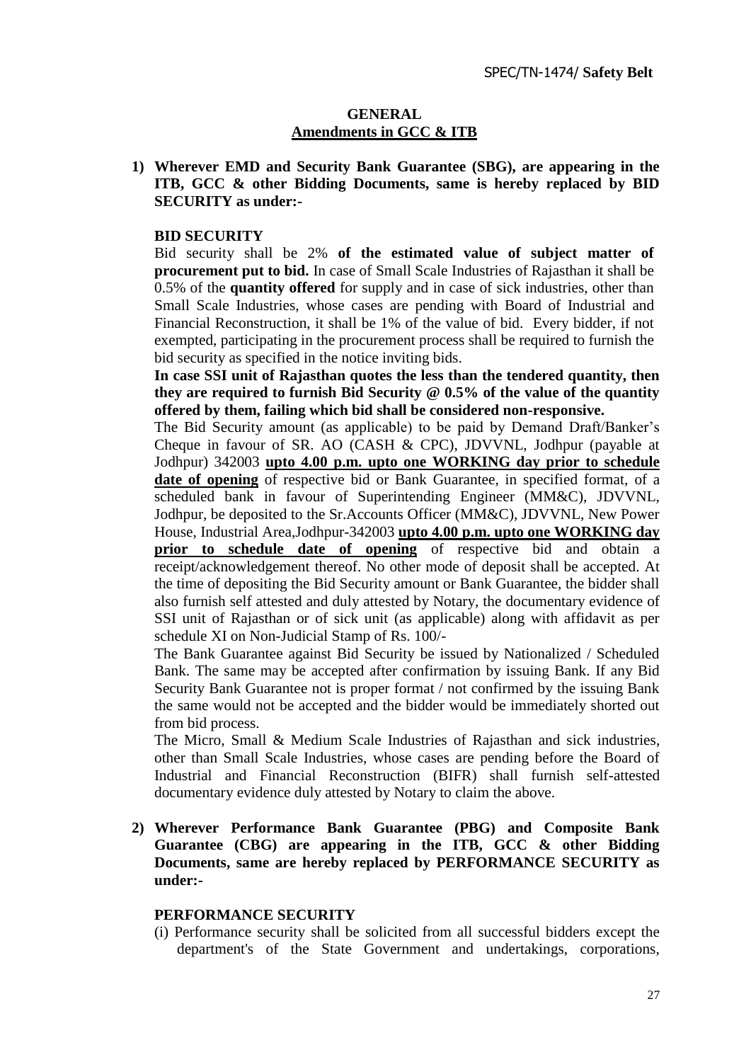## GENERAL

## Amendments in GCC & ITB

**1) Wherever EMD and Security Bank Guarantee (SBG), are appearing in the ITB, GCC & other Bidding Documents, same is hereby replaced by BID SECURITY as under:-**

**BID SECURITY**

Bid security shall be 2% **of the estimated value of subject matter of procurement put to bid.** In case of Small Scale Industries of Rajasthan it shall be 0.5% of the **quantity offered** for supply and in case of sick industries, other than Small Scale Industries, whose cases are pending with Board of Industrial and Financial Reconstruction, it shall be 1% of the value of bid. Every bidder, if not exempted, participating in the procurement process shall be required to furnish the bid security as specified in the notice inviting bids.

**In case SSI unit of Rajasthan quotes the less than the tendered quantity, then they are required to furnish Bid Security @ 0.5% of the value of the quantity offered by them, failing which bid shall be considered non-responsive.**

The Bid Security amount (as applicable) to be paid by Demand Draft/Banker's Cheque in favour of SR. AO (CASH & CPC), JDVVNL, Jodhpur (payable at Jodhpur) 342003 **upto 4.00 p.m. upto one WORKING day prior to schedule date of opening** of respective bid or Bank Guarantee, in specified format, of a scheduled bank in favour of Superintending Engineer (MM&C), JDVVNL, Jodhpur, be deposited to the Sr.Accounts Officer (MM&C), JDVVNL, New Power House, Industrial Area,Jodhpur-342003 **upto 4.00 p.m. upto one WORKING day prior to schedule date of opening** of respective bid and obtain a receipt/acknowledgement thereof. No other mode of deposit shall be accepted. At the time of depositing the Bid Security amount or Bank Guarantee, the bidder shall also furnish self attested and duly attested by Notary, the documentary evidence of SSI unit of Rajasthan or of sick unit (as applicable) along with affidavit as per schedule XI on Non-Judicial Stamp of Rs. 100/-

The Bank Guarantee against Bid Security be issued by Nationalized / Scheduled Bank. The same may be accepted after confirmation by issuing Bank. If any Bid Security Bank Guarantee not is proper format / not confirmed by the issuing Bank the same would not be accepted and the bidder would be immediately shorted out from bid process.

The Micro, Small & Medium Scale Industries of Rajasthan and sick industries, other than Small Scale Industries, whose cases are pending before the Board of Industrial and Financial Reconstruction (BIFR) shall furnish self-attested documentary evidence duly attested by Notary to claim the above.

**2) Wherever Performance Bank Guarantee (PBG) and Composite Bank Guarantee (CBG) are appearing in the ITB, GCC & other Bidding Documents, same are hereby replaced by PERFORMANCE SECURITY as under:-**

**PERFORMANCE SECURITY**

(i) Performance security shall be solicited from all successful bidders except the department's of the State Government and undertakings, corporations,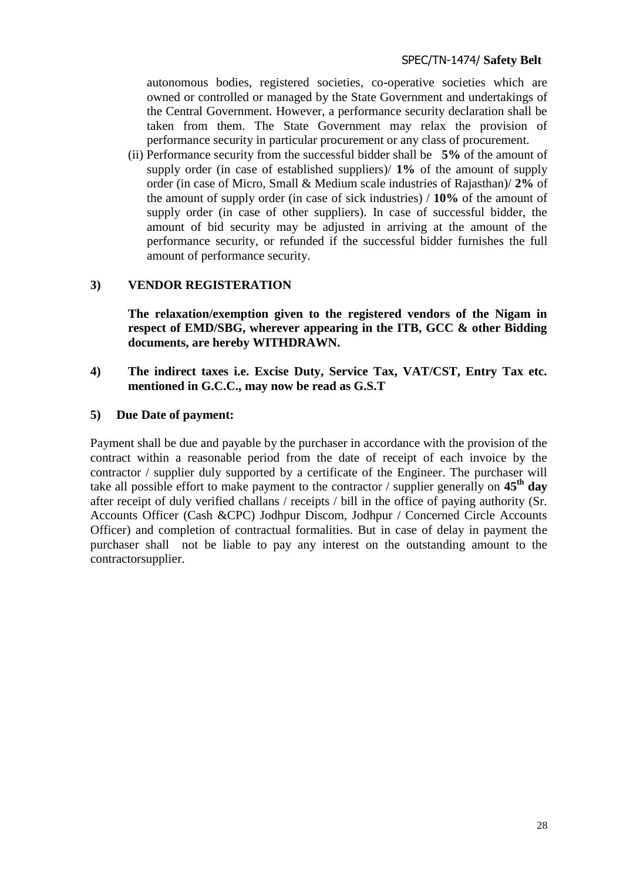autonomous bodies, registered societies, co-operative societies which are owned or controlled or managed by the State Government and undertakings of the Central Government. However, a performance security declaration shall be taken from them. The State Government may relax the provision of performance security in particular procurement or any class of procurement.

(ii) Performance security from the successful bidder shall be **5%** of the amount of supply order (in case of established suppliers)/ **1%** of the amount of supply order (in case of Micro, Small & Medium scale industries of Rajasthan)/ **2%** of the amount of supply order (in case of sick industries) / **10%** of the amount of supply order (in case of other suppliers). In case of successful bidder, the amount of bid security may be adjusted in arriving at the amount of the performance security, or refunded if the successful bidder furnishes the full amount of performance security.

**3) VENDOR REGISTERATION**

**The relaxation/exemption given to the registered vendors of the Nigam in respect of EMD/SBG, wherever appearing in the ITB, GCC & other Bidding documents, are hereby WITHDRAWN.**

**4) The indirect taxes i.e. Excise Duty, Service Tax, VAT/CST, Entry Tax etc. mentioned in G.C.C., may now be read as G.S.T**

**5) Due Date of payment:**

Payment shall be due and payable by the purchaser in accordance with the provision of the contract within a reasonable period from the date of receipt of each invoice by the contractor / supplier duly supported by a certificate of the Engineer. The purchaser will take all possible effort to make payment to the contractor / supplier generally on **45th day** after receipt of duly verified challans / receipts / bill in the office of paying authority (Sr. Accounts Officer (Cash &CPC) Jodhpur Discom, Jodhpur / Concerned Circle Accounts Officer) and completion of contractual formalities. But in case of delay in payment the purchaser shall not be liable to pay any interest on the outstanding amount to the contractorsupplier.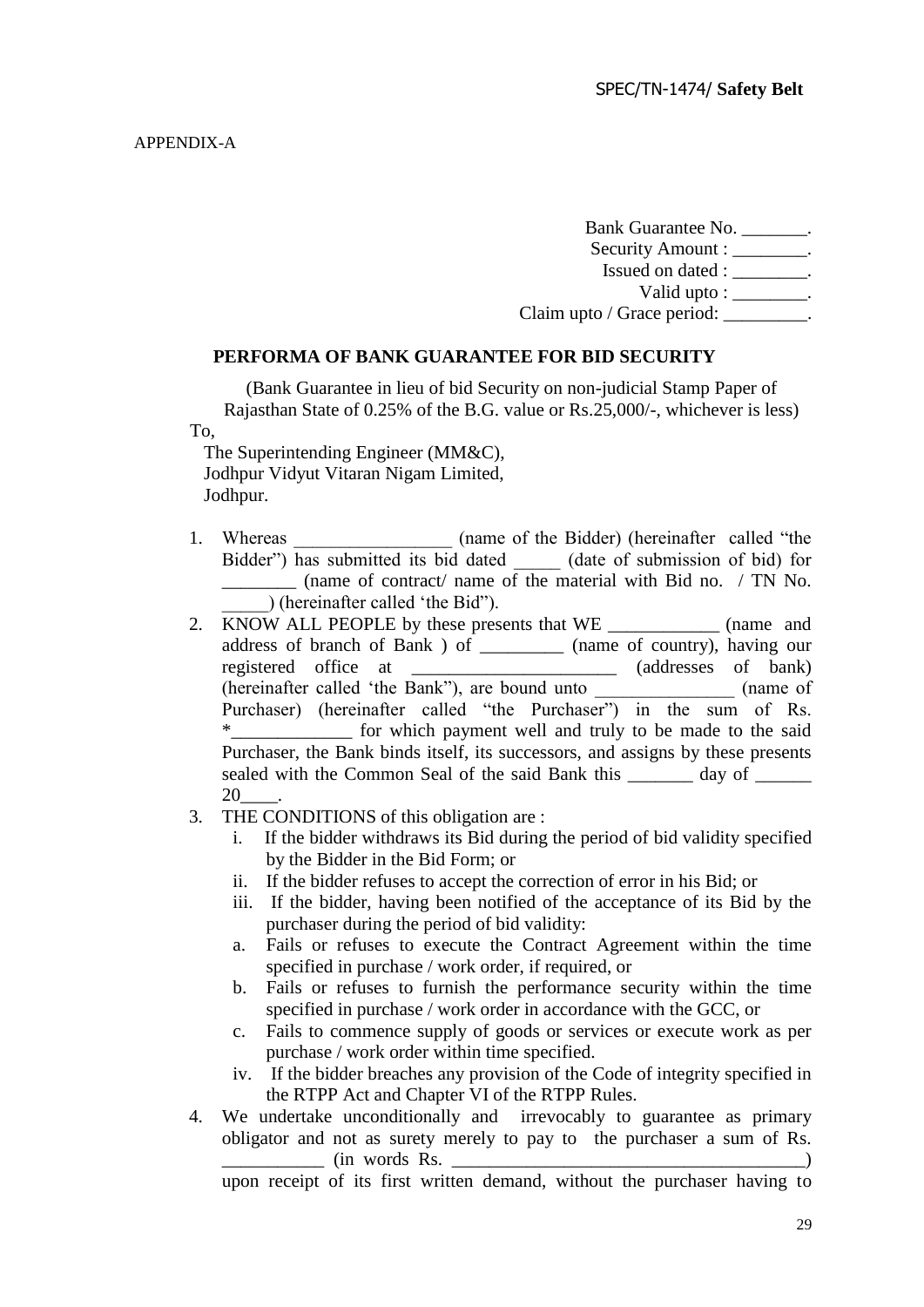APPENDIX-A

Bank Guarantee No. _______.
Security Amount : ________.
Issued on dated : ________.
Valid upto : ________.
Claim upto / Grace period: _________.

## PERFORMA OF BANK GUARANTEE FOR BID SECURITY

(Bank Guarantee in lieu of bid Security on non-judicial Stamp Paper of Rajasthan State of 0.25% of the B.G. value or Rs.25,000/-, whichever is less)

To,
The Superintending Engineer (MM&C),
Jodhpur Vidyut Vitaran Nigam Limited,
Jodhpur.

1. Whereas ________________ (name of the Bidder) (hereinafter called "the Bidder") has submitted its bid dated _____ (date of submission of bid) for ________ (name of contract/ name of the material with Bid no. / TN No. _____) (hereinafter called 'the Bid").
2. KNOW ALL PEOPLE by these presents that WE ____________ (name and address of branch of Bank ) of _________ (name of country), having our registered office at ______________________ (addresses of bank) (hereinafter called 'the Bank"), are bound unto _______________ (name of Purchaser) (hereinafter called "the Purchaser") in the sum of Rs. *_____________ for which payment well and truly to be made to the said Purchaser, the Bank binds itself, its successors, and assigns by these presents sealed with the Common Seal of the said Bank this _______ day of ______ 20____.
3. THE CONDITIONS of this obligation are :
   i. If the bidder withdraws its Bid during the period of bid validity specified by the Bidder in the Bid Form; or
   ii. If the bidder refuses to accept the correction of error in his Bid; or
   iii. If the bidder, having been notified of the acceptance of its Bid by the purchaser during the period of bid validity:
   a. Fails or refuses to execute the Contract Agreement within the time specified in purchase / work order, if required, or
   b. Fails or refuses to furnish the performance security within the time specified in purchase / work order in accordance with the GCC, or
   c. Fails to commence supply of goods or services or execute work as per purchase / work order within time specified.
   iv. If the bidder breaches any provision of the Code of integrity specified in the RTPP Act and Chapter VI of the RTPP Rules.
4. We undertake unconditionally and irrevocably to guarantee as primary obligator and not as surety merely to pay to the purchaser a sum of Rs. ___________ (in words Rs. ______________________________________) upon receipt of its first written demand, without the purchaser having to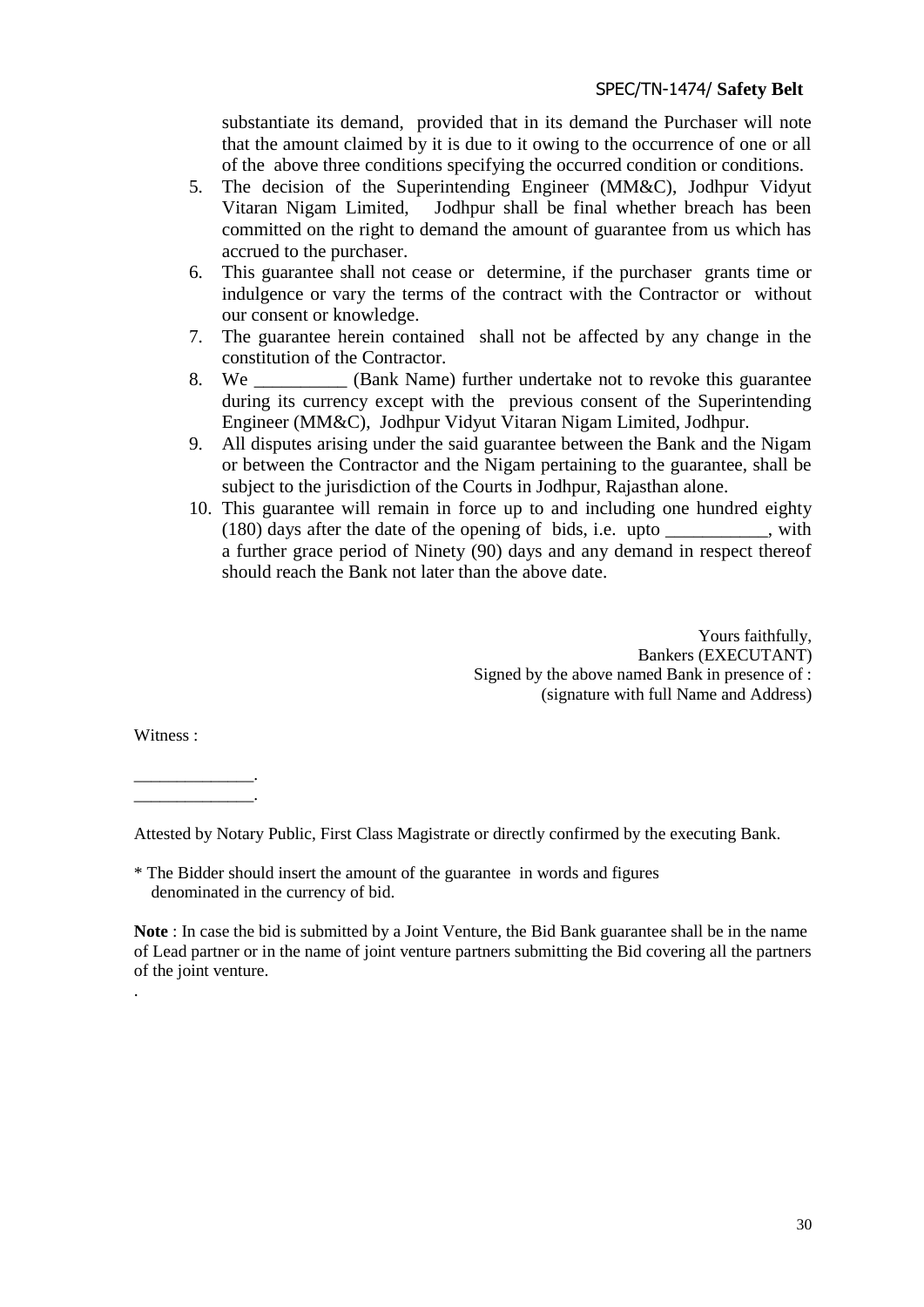substantiate its demand, provided that in its demand the Purchaser will note that the amount claimed by it is due to it owing to the occurrence of one or all of the above three conditions specifying the occurred condition or conditions.

5. The decision of the Superintending Engineer (MM&C), Jodhpur Vidyut Vitaran Nigam Limited, Jodhpur shall be final whether breach has been committed on the right to demand the amount of guarantee from us which has accrued to the purchaser.
6. This guarantee shall not cease or determine, if the purchaser grants time or indulgence or vary the terms of the contract with the Contractor or without our consent or knowledge.
7. The guarantee herein contained shall not be affected by any change in the constitution of the Contractor.
8. We __________ (Bank Name) further undertake not to revoke this guarantee during its currency except with the previous consent of the Superintending Engineer (MM&C), Jodhpur Vidyut Vitaran Nigam Limited, Jodhpur.
9. All disputes arising under the said guarantee between the Bank and the Nigam or between the Contractor and the Nigam pertaining to the guarantee, shall be subject to the jurisdiction of the Courts in Jodhpur, Rajasthan alone.
10. This guarantee will remain in force up to and including one hundred eighty (180) days after the date of the opening of bids, i.e. upto ___________, with a further grace period of Ninety (90) days and any demand in respect thereof should reach the Bank not later than the above date.

Yours faithfully,  
Bankers (EXECUTANT)  
Signed by the above named Bank in presence of :  
(signature with full Name and Address)

Witness :

______________.  
______________.

Attested by Notary Public, First Class Magistrate or directly confirmed by the executing Bank.

* The Bidder should insert the amount of the guarantee in words and figures denominated in the currency of bid.

**Note** : In case the bid is submitted by a Joint Venture, the Bid Bank guarantee shall be in the name of Lead partner or in the name of joint venture partners submitting the Bid covering all the partners of the joint venture.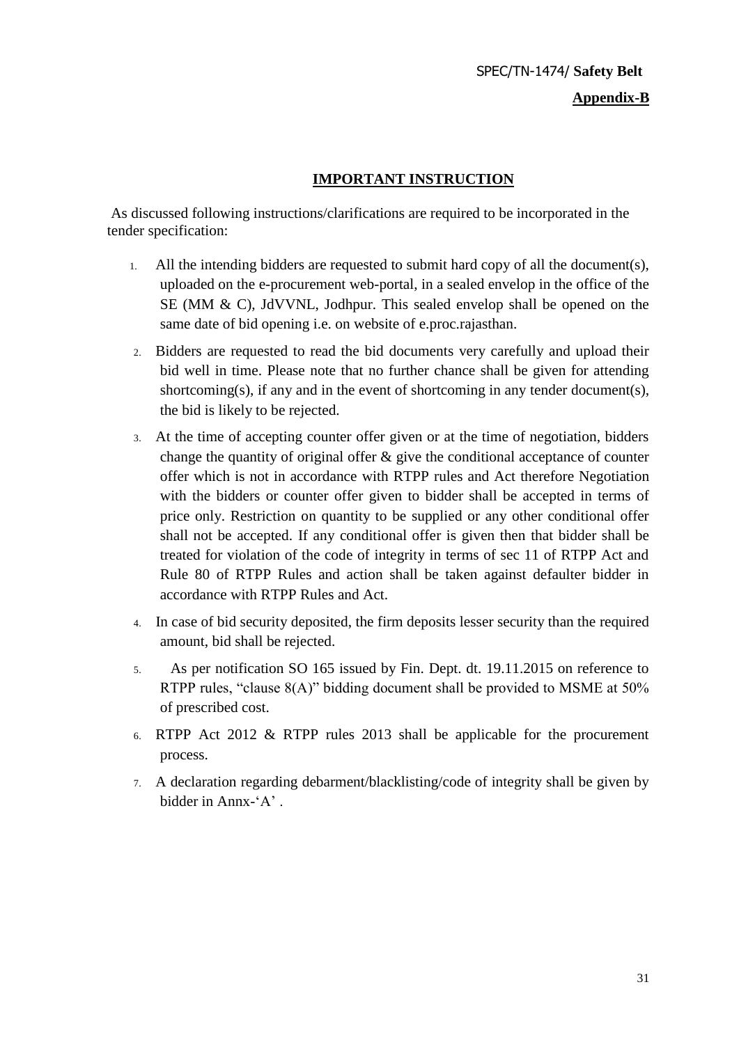SPEC/TN-1474/ **Safety Belt**

**Appendix-B**

## IMPORTANT INSTRUCTION

As discussed following instructions/clarifications are required to be incorporated in the tender specification:

1. All the intending bidders are requested to submit hard copy of all the document(s), uploaded on the e-procurement web-portal, in a sealed envelop in the office of the SE (MM & C), JdVVNL, Jodhpur. This sealed envelop shall be opened on the same date of bid opening i.e. on website of e.proc.rajasthan.
2. Bidders are requested to read the bid documents very carefully and upload their bid well in time. Please note that no further chance shall be given for attending shortcoming(s), if any and in the event of shortcoming in any tender document(s), the bid is likely to be rejected.
3. At the time of accepting counter offer given or at the time of negotiation, bidders change the quantity of original offer & give the conditional acceptance of counter offer which is not in accordance with RTPP rules and Act therefore Negotiation with the bidders or counter offer given to bidder shall be accepted in terms of price only. Restriction on quantity to be supplied or any other conditional offer shall not be accepted. If any conditional offer is given then that bidder shall be treated for violation of the code of integrity in terms of sec 11 of RTPP Act and Rule 80 of RTPP Rules and action shall be taken against defaulter bidder in accordance with RTPP Rules and Act.
4. In case of bid security deposited, the firm deposits lesser security than the required amount, bid shall be rejected.
5. As per notification SO 165 issued by Fin. Dept. dt. 19.11.2015 on reference to RTPP rules, "clause 8(A)" bidding document shall be provided to MSME at 50% of prescribed cost.
6. RTPP Act 2012 & RTPP rules 2013 shall be applicable for the procurement process.
7. A declaration regarding debarment/blacklisting/code of integrity shall be given by bidder in Annx-'A' .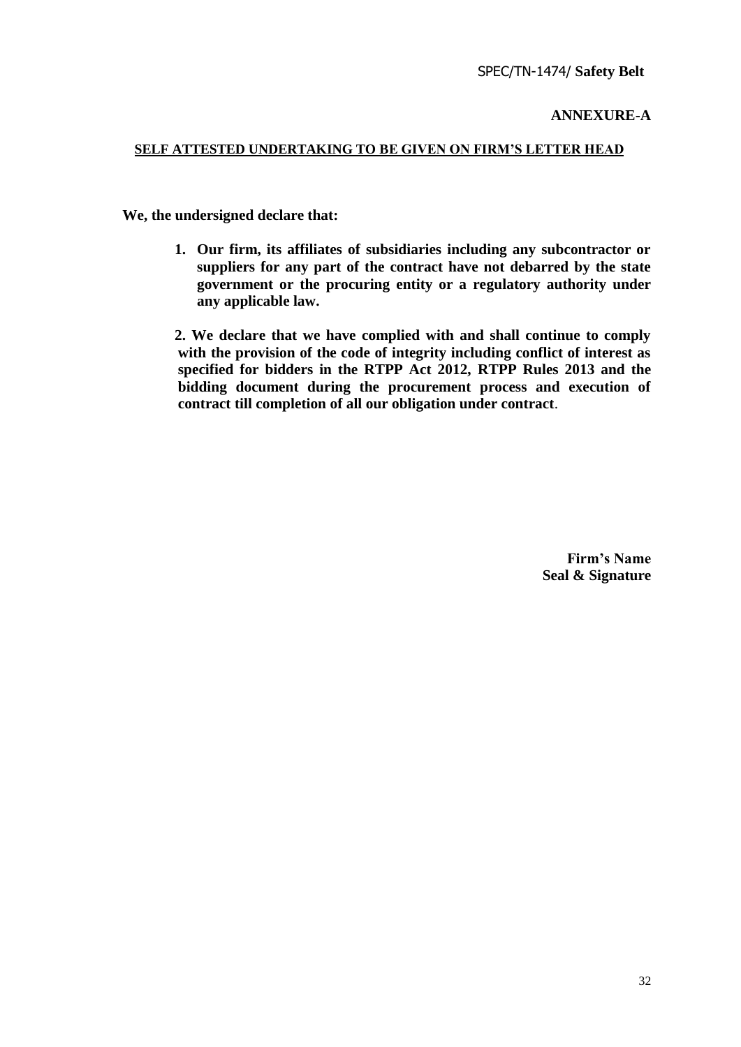SPEC/TN-1474/ **Safety Belt**

**ANNEXURE-A**

**SELF ATTESTED UNDERTAKING TO BE GIVEN ON FIRM'S LETTER HEAD**

**We, the undersigned declare that:**

1. **Our firm, its affiliates of subsidiaries including any subcontractor or suppliers for any part of the contract have not debarred by the state government or the procuring entity or a regulatory authority under any applicable law.**

2. **We declare that we have complied with and shall continue to comply with the provision of the code of integrity including conflict of interest as specified for bidders in the RTPP Act 2012, RTPP Rules 2013 and the bidding document during the procurement process and execution of contract till completion of all our obligation under contract**.

**Firm's Name**
**Seal & Signature**